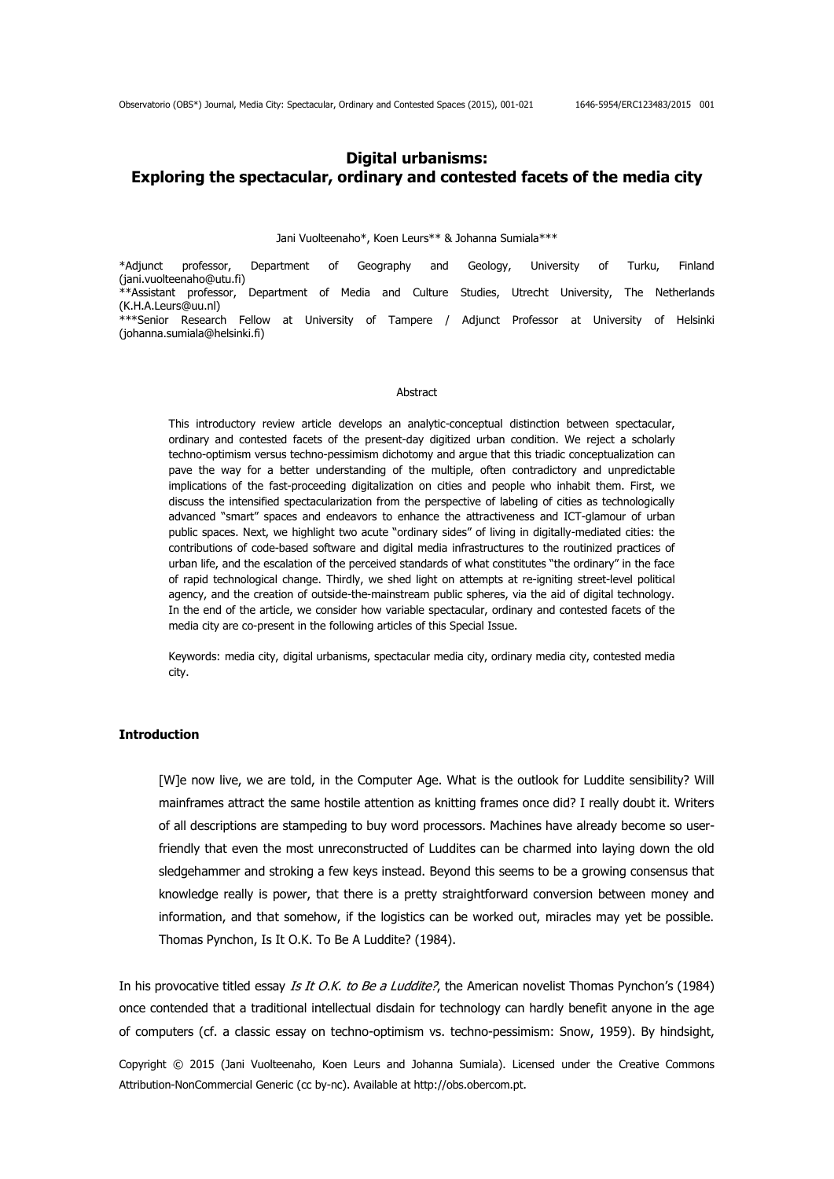# Digital urbanisms: Exploring the spectacular, ordinary and contested facets of the media city

Jani Vuolteenaho*, Koen Leurs** & Johanna Sumiala***

*Adjunct professor, Department of Geography and Geology, University of Turku, Finland (jani.vuolteenaho@utu.fi)
**Assistant professor, Department of Media and Culture Studies, Utrecht University, The Netherlands (K.H.A.Leurs@uu.nl)
***Senior Research Fellow at University of Tampere / Adjunct Professor at University of Helsinki (johanna.sumiala@helsinki.fi)

## Abstract

This introductory review article develops an analytic-conceptual distinction between spectacular, ordinary and contested facets of the present-day digitized urban condition. We reject a scholarly techno-optimism versus techno-pessimism dichotomy and argue that this triadic conceptualization can pave the way for a better understanding of the multiple, often contradictory and unpredictable implications of the fast-proceeding digitalization on cities and people who inhabit them. First, we discuss the intensified spectacularization from the perspective of labeling of cities as technologically advanced "smart" spaces and endeavors to enhance the attractiveness and ICT-glamour of urban public spaces. Next, we highlight two acute "ordinary sides" of living in digitally-mediated cities: the contributions of code-based software and digital media infrastructures to the routinized practices of urban life, and the escalation of the perceived standards of what constitutes "the ordinary" in the face of rapid technological change. Thirdly, we shed light on attempts at re-igniting street-level political agency, and the creation of outside-the-mainstream public spheres, via the aid of digital technology. In the end of the article, we consider how variable spectacular, ordinary and contested facets of the media city are co-present in the following articles of this Special Issue.

Keywords: media city, digital urbanisms, spectacular media city, ordinary media city, contested media city.

## Introduction

> [W]e now live, we are told, in the Computer Age. What is the outlook for Luddite sensibility? Will mainframes attract the same hostile attention as knitting frames once did? I really doubt it. Writers of all descriptions are stampeding to buy word processors. Machines have already become so user-friendly that even the most unreconstructed of Luddites can be charmed into laying down the old sledgehammer and stroking a few keys instead. Beyond this seems to be a growing consensus that knowledge really is power, that there is a pretty straightforward conversion between money and information, and that somehow, if the logistics can be worked out, miracles may yet be possible.
> Thomas Pynchon, Is It O.K. To Be A Luddite? (1984).

In his provocative titled essay *Is It O.K. to Be a Luddite?*, the American novelist Thomas Pynchon's (1984) once contended that a traditional intellectual disdain for technology can hardly benefit anyone in the age of computers (cf. a classic essay on techno-optimism vs. techno-pessimism: Snow, 1959). By hindsight,

Copyright © 2015 (Jani Vuolteenaho, Koen Leurs and Johanna Sumiala). Licensed under the Creative Commons Attribution-NonCommercial Generic (cc by-nc). Available at http://obs.obercom.pt.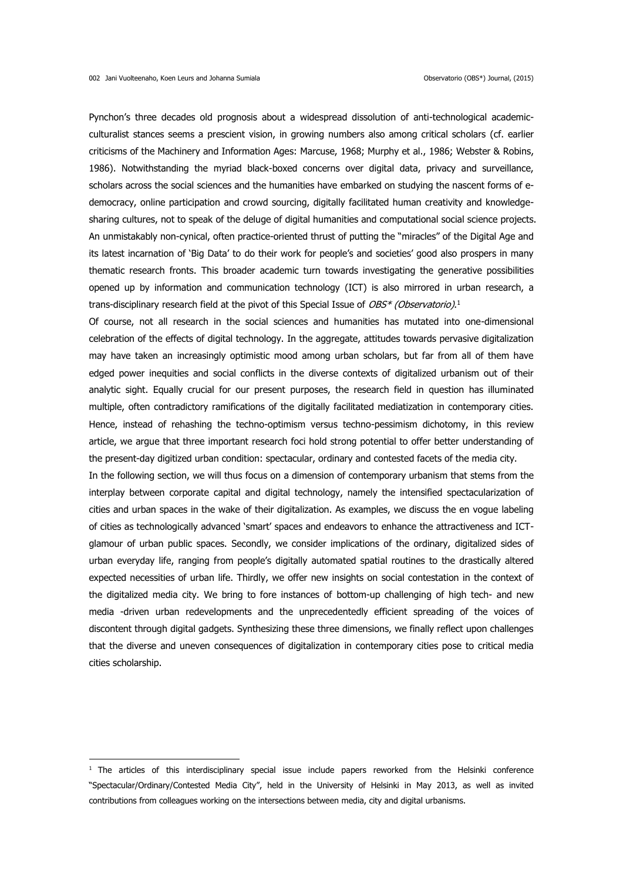Pynchon's three decades old prognosis about a widespread dissolution of anti-technological academic-culturalist stances seems a prescient vision, in growing numbers also among critical scholars (cf. earlier criticisms of the Machinery and Information Ages: Marcuse, 1968; Murphy et al., 1986; Webster & Robins, 1986). Notwithstanding the myriad black-boxed concerns over digital data, privacy and surveillance, scholars across the social sciences and the humanities have embarked on studying the nascent forms of e-democracy, online participation and crowd sourcing, digitally facilitated human creativity and knowledge-sharing cultures, not to speak of the deluge of digital humanities and computational social science projects. An unmistakably non-cynical, often practice-oriented thrust of putting the "miracles" of the Digital Age and its latest incarnation of 'Big Data' to do their work for people's and societies' good also prospers in many thematic research fronts. This broader academic turn towards investigating the generative possibilities opened up by information and communication technology (ICT) is also mirrored in urban research, a trans-disciplinary research field at the pivot of this Special Issue of *OBS\* (Observatorio)*.[1]

Of course, not all research in the social sciences and humanities has mutated into one-dimensional celebration of the effects of digital technology. In the aggregate, attitudes towards pervasive digitalization may have taken an increasingly optimistic mood among urban scholars, but far from all of them have edged power inequities and social conflicts in the diverse contexts of digitalized urbanism out of their analytic sight. Equally crucial for our present purposes, the research field in question has illuminated multiple, often contradictory ramifications of the digitally facilitated mediatization in contemporary cities. Hence, instead of rehashing the techno-optimism versus techno-pessimism dichotomy, in this review article, we argue that three important research foci hold strong potential to offer better understanding of the present-day digitized urban condition: spectacular, ordinary and contested facets of the media city.

In the following section, we will thus focus on a dimension of contemporary urbanism that stems from the interplay between corporate capital and digital technology, namely the intensified spectacularization of cities and urban spaces in the wake of their digitalization. As examples, we discuss the en vogue labeling of cities as technologically advanced 'smart' spaces and endeavors to enhance the attractiveness and ICT-glamour of urban public spaces. Secondly, we consider implications of the ordinary, digitalized sides of urban everyday life, ranging from people's digitally automated spatial routines to the drastically altered expected necessities of urban life. Thirdly, we offer new insights on social contestation in the context of the digitalized media city. We bring to fore instances of bottom-up challenging of high tech- and new media -driven urban redevelopments and the unprecedentedly efficient spreading of the voices of discontent through digital gadgets. Synthesizing these three dimensions, we finally reflect upon challenges that the diverse and uneven consequences of digitalization in contemporary cities pose to critical media cities scholarship.

---

[1] The articles of this interdisciplinary special issue include papers reworked from the Helsinki conference "Spectacular/Ordinary/Contested Media City", held in the University of Helsinki in May 2013, as well as invited contributions from colleagues working on the intersections between media, city and digital urbanisms.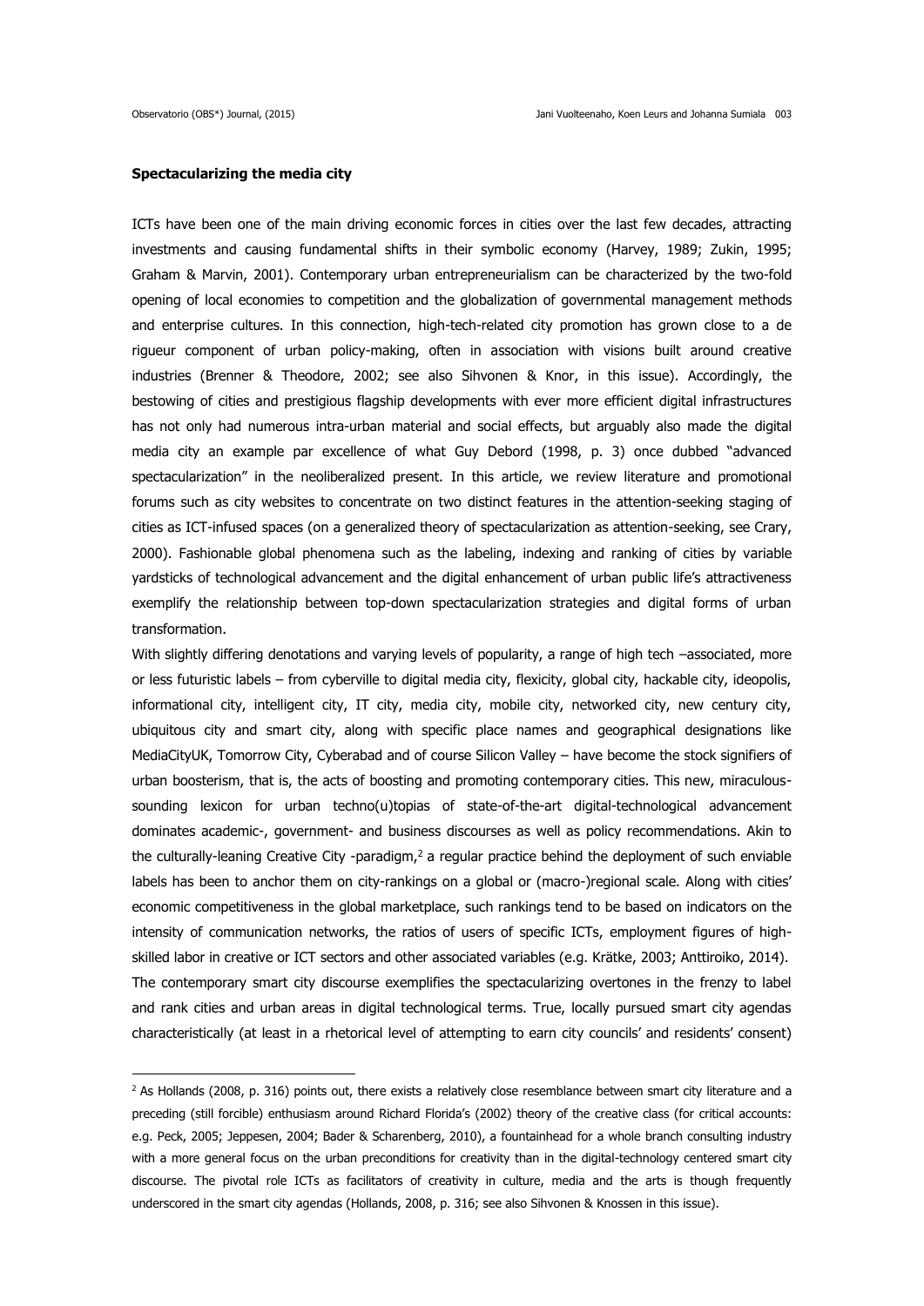**Spectacularizing the media city**

ICTs have been one of the main driving economic forces in cities over the last few decades, attracting investments and causing fundamental shifts in their symbolic economy (Harvey, 1989; Zukin, 1995; Graham & Marvin, 2001). Contemporary urban entrepreneurialism can be characterized by the two-fold opening of local economies to competition and the globalization of governmental management methods and enterprise cultures. In this connection, high-tech-related city promotion has grown close to a de rigueur component of urban policy-making, often in association with visions built around creative industries (Brenner & Theodore, 2002; see also Sihvonen & Knor, in this issue). Accordingly, the bestowing of cities and prestigious flagship developments with ever more efficient digital infrastructures has not only had numerous intra-urban material and social effects, but arguably also made the digital media city an example par excellence of what Guy Debord (1998, p. 3) once dubbed "advanced spectacularization" in the neoliberalized present. In this article, we review literature and promotional forums such as city websites to concentrate on two distinct features in the attention-seeking staging of cities as ICT-infused spaces (on a generalized theory of spectacularization as attention-seeking, see Crary, 2000). Fashionable global phenomena such as the labeling, indexing and ranking of cities by variable yardsticks of technological advancement and the digital enhancement of urban public life's attractiveness exemplify the relationship between top-down spectacularization strategies and digital forms of urban transformation.

With slightly differing denotations and varying levels of popularity, a range of high tech –associated, more or less futuristic labels – from cyberville to digital media city, flexicity, global city, hackable city, ideopolis, informational city, intelligent city, IT city, media city, mobile city, networked city, new century city, ubiquitous city and smart city, along with specific place names and geographical designations like MediaCityUK, Tomorrow City, Cyberabad and of course Silicon Valley – have become the stock signifiers of urban boosterism, that is, the acts of boosting and promoting contemporary cities. This new, miraculous-sounding lexicon for urban techno(u)topias of state-of-the-art digital-technological advancement dominates academic-, government- and business discourses as well as policy recommendations. Akin to the culturally-leaning Creative City -paradigm,[2] a regular practice behind the deployment of such enviable labels has been to anchor them on city-rankings on a global or (macro-)regional scale. Along with cities' economic competitiveness in the global marketplace, such rankings tend to be based on indicators on the intensity of communication networks, the ratios of users of specific ICTs, employment figures of high-skilled labor in creative or ICT sectors and other associated variables (e.g. Krätke, 2003; Anttiroiko, 2014).

The contemporary smart city discourse exemplifies the spectacularizing overtones in the frenzy to label and rank cities and urban areas in digital technological terms. True, locally pursued smart city agendas characteristically (at least in a rhetorical level of attempting to earn city councils' and residents' consent)

[2] As Hollands (2008, p. 316) points out, there exists a relatively close resemblance between smart city literature and a preceding (still forcible) enthusiasm around Richard Florida's (2002) theory of the creative class (for critical accounts: e.g. Peck, 2005; Jeppesen, 2004; Bader & Scharenberg, 2010), a fountainhead for a whole branch consulting industry with a more general focus on the urban preconditions for creativity than in the digital-technology centered smart city discourse. The pivotal role ICTs as facilitators of creativity in culture, media and the arts is though frequently underscored in the smart city agendas (Hollands, 2008, p. 316; see also Sihvonen & Knossen in this issue).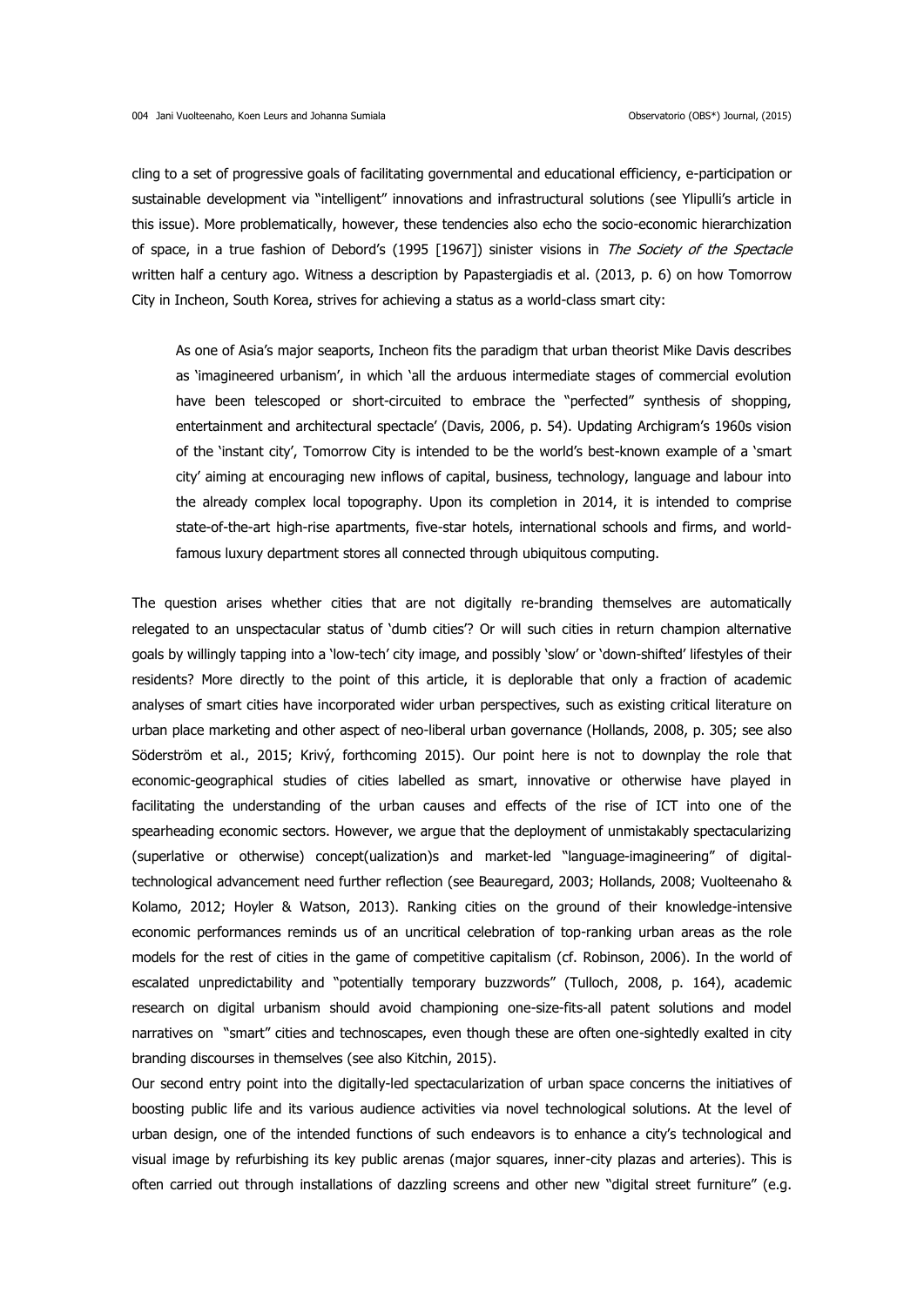cling to a set of progressive goals of facilitating governmental and educational efficiency, e-participation or sustainable development via "intelligent" innovations and infrastructural solutions (see Ylipulli's article in this issue). More problematically, however, these tendencies also echo the socio-economic hierarchization of space, in a true fashion of Debord's (1995 [1967]) sinister visions in *The Society of the Spectacle* written half a century ago. Witness a description by Papastergiadis et al. (2013, p. 6) on how Tomorrow City in Incheon, South Korea, strives for achieving a status as a world-class smart city:

> As one of Asia's major seaports, Incheon fits the paradigm that urban theorist Mike Davis describes as 'imagineered urbanism', in which 'all the arduous intermediate stages of commercial evolution have been telescoped or short-circuited to embrace the "perfected" synthesis of shopping, entertainment and architectural spectacle' (Davis, 2006, p. 54). Updating Archigram's 1960s vision of the 'instant city', Tomorrow City is intended to be the world's best-known example of a 'smart city' aiming at encouraging new inflows of capital, business, technology, language and labour into the already complex local topography. Upon its completion in 2014, it is intended to comprise state-of-the-art high-rise apartments, five-star hotels, international schools and firms, and world-famous luxury department stores all connected through ubiquitous computing.

The question arises whether cities that are not digitally re-branding themselves are automatically relegated to an unspectacular status of 'dumb cities'? Or will such cities in return champion alternative goals by willingly tapping into a 'low-tech' city image, and possibly 'slow' or 'down-shifted' lifestyles of their residents? More directly to the point of this article, it is deplorable that only a fraction of academic analyses of smart cities have incorporated wider urban perspectives, such as existing critical literature on urban place marketing and other aspect of neo-liberal urban governance (Hollands, 2008, p. 305; see also Söderström et al., 2015; Krivý, forthcoming 2015). Our point here is not to downplay the role that economic-geographical studies of cities labelled as smart, innovative or otherwise have played in facilitating the understanding of the urban causes and effects of the rise of ICT into one of the spearheading economic sectors. However, we argue that the deployment of unmistakably spectacularizing (superlative or otherwise) concept(ualization)s and market-led "language-imagineering" of digital-technological advancement need further reflection (see Beauregard, 2003; Hollands, 2008; Vuolteenaho & Kolamo, 2012; Hoyler & Watson, 2013). Ranking cities on the ground of their knowledge-intensive economic performances reminds us of an uncritical celebration of top-ranking urban areas as the role models for the rest of cities in the game of competitive capitalism (cf. Robinson, 2006). In the world of escalated unpredictability and "potentially temporary buzzwords" (Tulloch, 2008, p. 164), academic research on digital urbanism should avoid championing one-size-fits-all patent solutions and model narratives on "smart" cities and technoscapes, even though these are often one-sightedly exalted in city branding discourses in themselves (see also Kitchin, 2015).

Our second entry point into the digitally-led spectacularization of urban space concerns the initiatives of boosting public life and its various audience activities via novel technological solutions. At the level of urban design, one of the intended functions of such endeavors is to enhance a city's technological and visual image by refurbishing its key public arenas (major squares, inner-city plazas and arteries). This is often carried out through installations of dazzling screens and other new "digital street furniture" (e.g.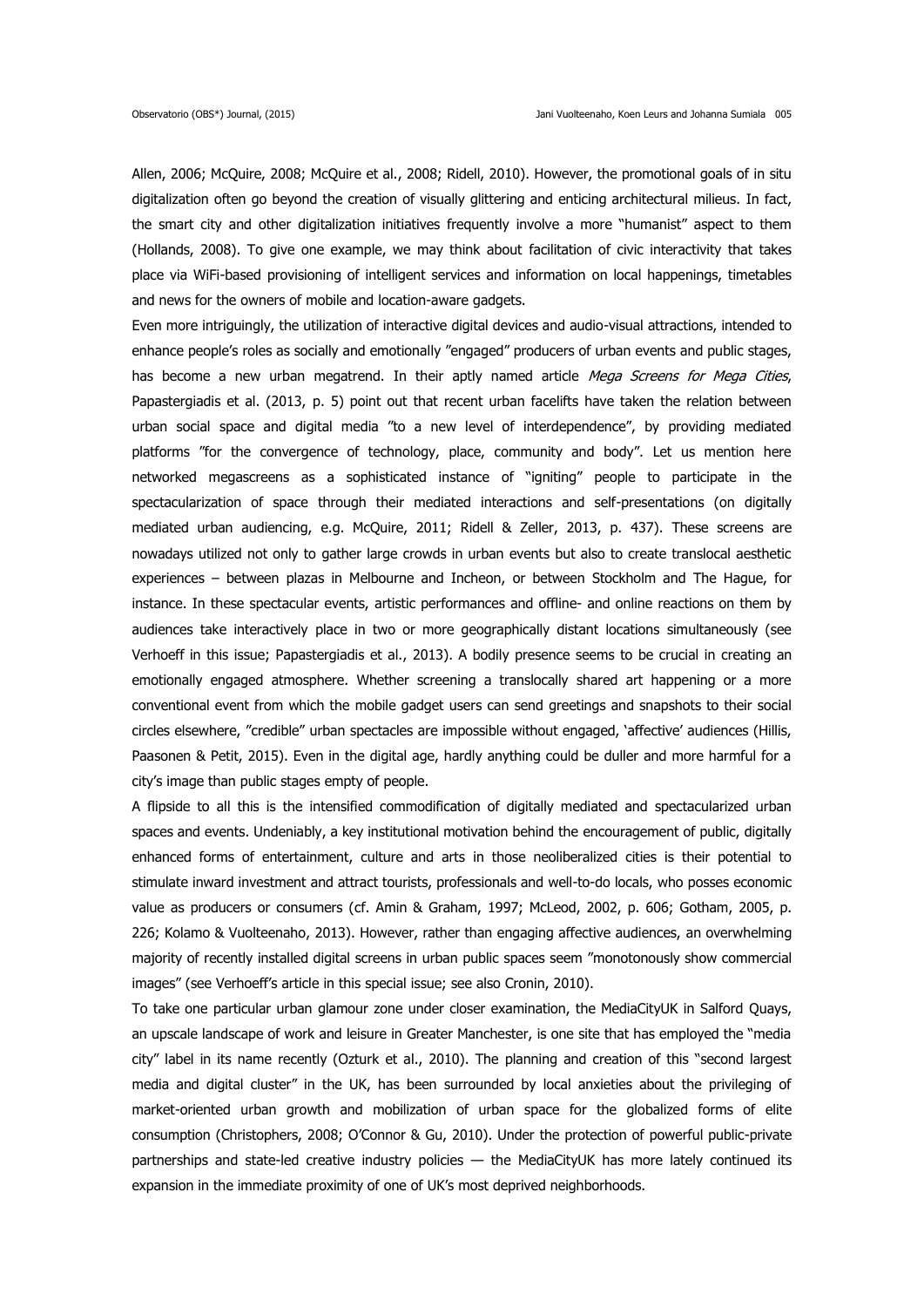Allen, 2006; McQuire, 2008; McQuire et al., 2008; Ridell, 2010). However, the promotional goals of in situ digitalization often go beyond the creation of visually glittering and enticing architectural milieus. In fact, the smart city and other digitalization initiatives frequently involve a more "humanist" aspect to them (Hollands, 2008). To give one example, we may think about facilitation of civic interactivity that takes place via WiFi-based provisioning of intelligent services and information on local happenings, timetables and news for the owners of mobile and location-aware gadgets.

Even more intriguingly, the utilization of interactive digital devices and audio-visual attractions, intended to enhance people's roles as socially and emotionally "engaged" producers of urban events and public stages, has become a new urban megatrend. In their aptly named article *Mega Screens for Mega Cities*, Papastergiadis et al. (2013, p. 5) point out that recent urban facelifts have taken the relation between urban social space and digital media "to a new level of interdependence", by providing mediated platforms "for the convergence of technology, place, community and body". Let us mention here networked megascreens as a sophisticated instance of "igniting" people to participate in the spectacularization of space through their mediated interactions and self-presentations (on digitally mediated urban audiencing, e.g. McQuire, 2011; Ridell & Zeller, 2013, p. 437). These screens are nowadays utilized not only to gather large crowds in urban events but also to create translocal aesthetic experiences – between plazas in Melbourne and Incheon, or between Stockholm and The Hague, for instance. In these spectacular events, artistic performances and offline- and online reactions on them by audiences take interactively place in two or more geographically distant locations simultaneously (see Verhoeff in this issue; Papastergiadis et al., 2013). A bodily presence seems to be crucial in creating an emotionally engaged atmosphere. Whether screening a translocally shared art happening or a more conventional event from which the mobile gadget users can send greetings and snapshots to their social circles elsewhere, "credible" urban spectacles are impossible without engaged, 'affective' audiences (Hillis, Paasonen & Petit, 2015). Even in the digital age, hardly anything could be duller and more harmful for a city's image than public stages empty of people.

A flipside to all this is the intensified commodification of digitally mediated and spectacularized urban spaces and events. Undeniably, a key institutional motivation behind the encouragement of public, digitally enhanced forms of entertainment, culture and arts in those neoliberalized cities is their potential to stimulate inward investment and attract tourists, professionals and well-to-do locals, who posses economic value as producers or consumers (cf. Amin & Graham, 1997; McLeod, 2002, p. 606; Gotham, 2005, p. 226; Kolamo & Vuolteenaho, 2013). However, rather than engaging affective audiences, an overwhelming majority of recently installed digital screens in urban public spaces seem "monotonously show commercial images" (see Verhoeff's article in this special issue; see also Cronin, 2010).

To take one particular urban glamour zone under closer examination, the MediaCityUK in Salford Quays, an upscale landscape of work and leisure in Greater Manchester, is one site that has employed the "media city" label in its name recently (Ozturk et al., 2010). The planning and creation of this "second largest media and digital cluster" in the UK, has been surrounded by local anxieties about the privileging of market-oriented urban growth and mobilization of urban space for the globalized forms of elite consumption (Christophers, 2008; O'Connor & Gu, 2010). Under the protection of powerful public-private partnerships and state-led creative industry policies — the MediaCityUK has more lately continued its expansion in the immediate proximity of one of UK's most deprived neighborhoods.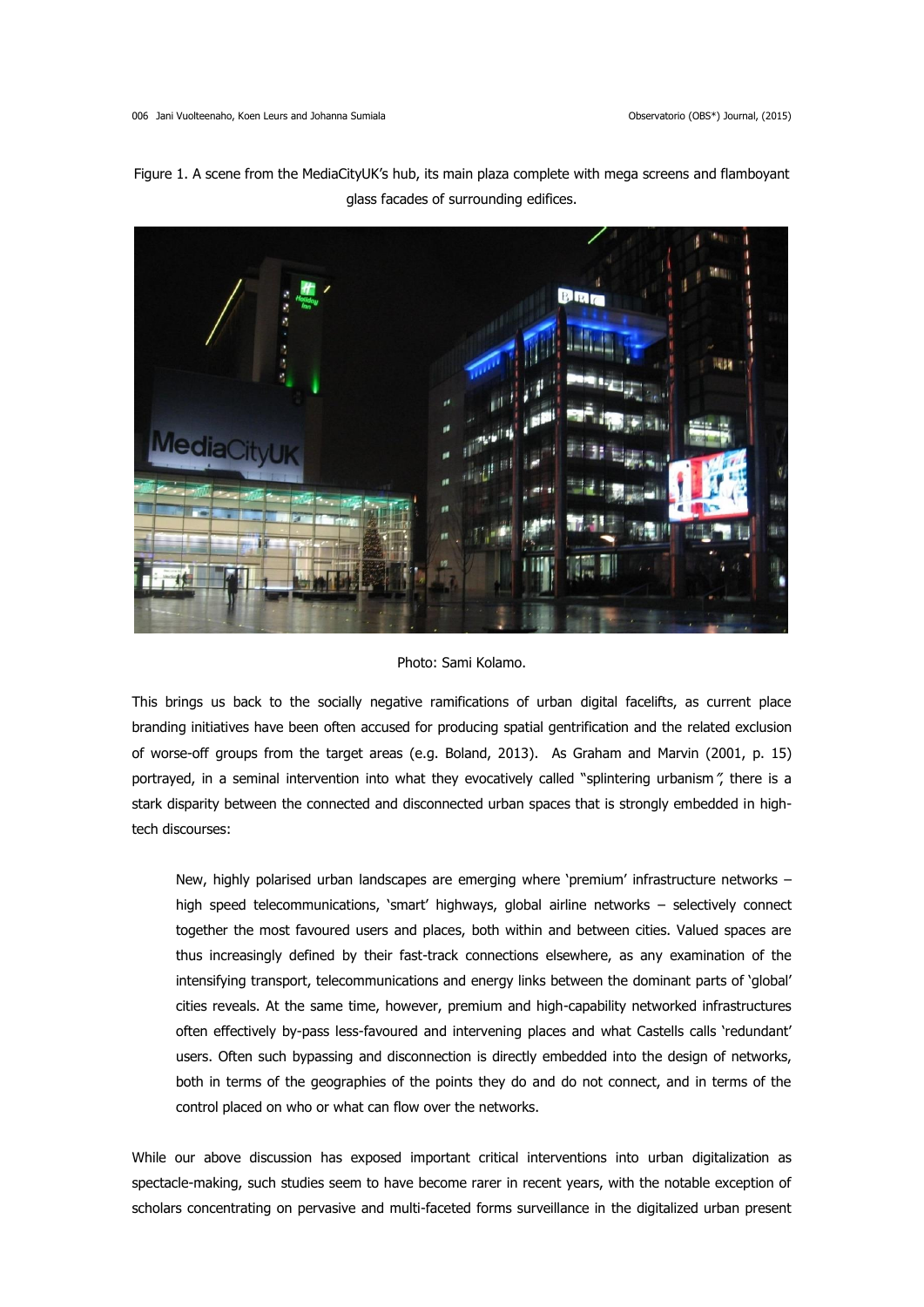Figure 1. A scene from the MediaCityUK's hub, its main plaza complete with mega screens and flamboyant glass facades of surrounding edifices.

Photo: Sami Kolamo.

This brings us back to the socially negative ramifications of urban digital facelifts, as current place branding initiatives have been often accused for producing spatial gentrification and the related exclusion of worse-off groups from the target areas (e.g. Boland, 2013). As Graham and Marvin (2001, p. 15) portrayed, in a seminal intervention into what they evocatively called "splintering urbanism", there is a stark disparity between the connected and disconnected urban spaces that is strongly embedded in high-tech discourses:

> New, highly polarised urban landscapes are emerging where 'premium' infrastructure networks – high speed telecommunications, 'smart' highways, global airline networks – selectively connect together the most favoured users and places, both within and between cities. Valued spaces are thus increasingly defined by their fast-track connections elsewhere, as any examination of the intensifying transport, telecommunications and energy links between the dominant parts of 'global' cities reveals. At the same time, however, premium and high-capability networked infrastructures often effectively by-pass less-favoured and intervening places and what Castells calls 'redundant' users. Often such bypassing and disconnection is directly embedded into the design of networks, both in terms of the geographies of the points they do and do not connect, and in terms of the control placed on who or what can flow over the networks.

While our above discussion has exposed important critical interventions into urban digitalization as spectacle-making, such studies seem to have become rarer in recent years, with the notable exception of scholars concentrating on pervasive and multi-faceted forms surveillance in the digitalized urban present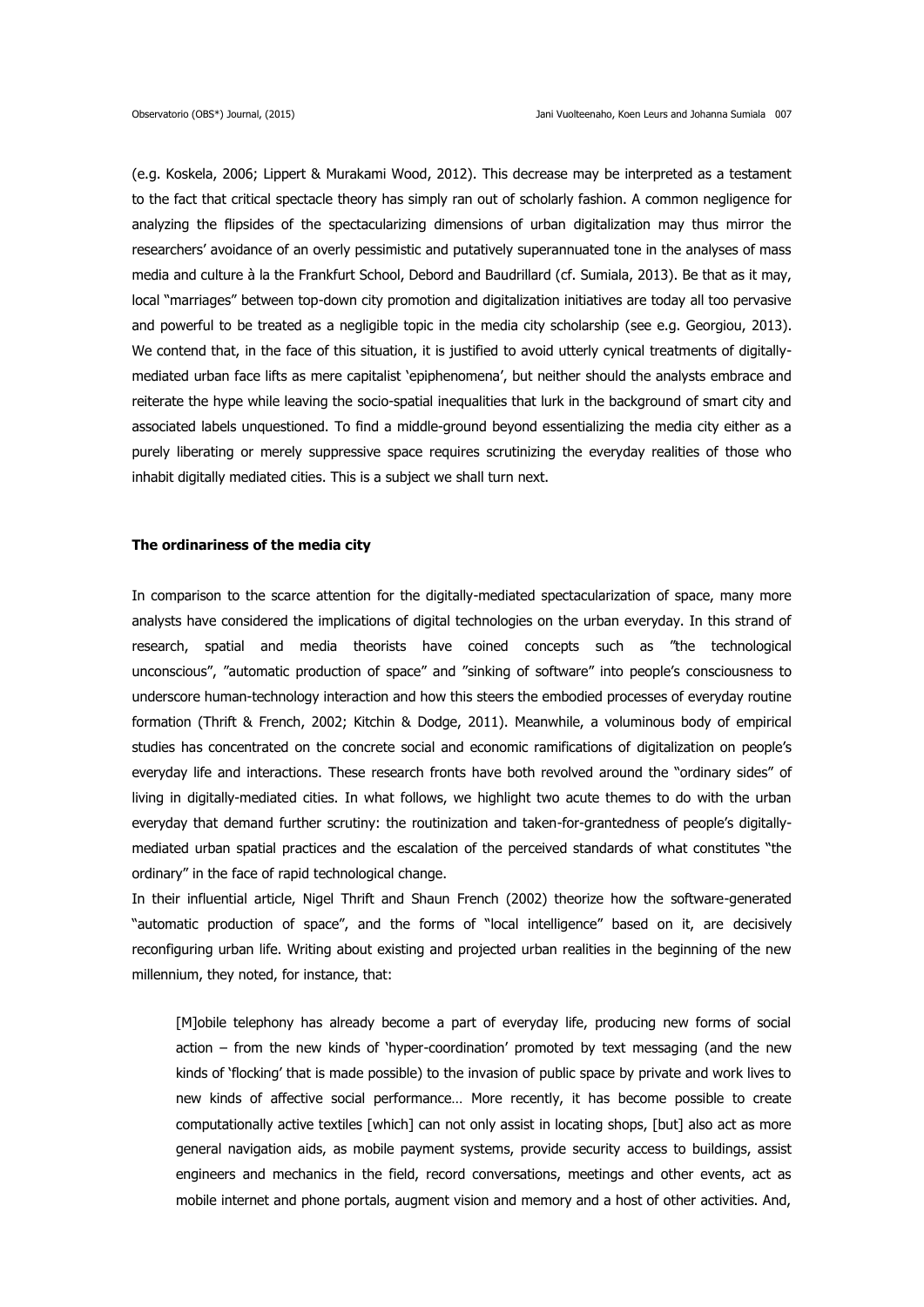(e.g. Koskela, 2006; Lippert & Murakami Wood, 2012). This decrease may be interpreted as a testament to the fact that critical spectacle theory has simply ran out of scholarly fashion. A common negligence for analyzing the flipsides of the spectacularizing dimensions of urban digitalization may thus mirror the researchers' avoidance of an overly pessimistic and putatively superannuated tone in the analyses of mass media and culture à la the Frankfurt School, Debord and Baudrillard (cf. Sumiala, 2013). Be that as it may, local "marriages" between top-down city promotion and digitalization initiatives are today all too pervasive and powerful to be treated as a negligible topic in the media city scholarship (see e.g. Georgiou, 2013). We contend that, in the face of this situation, it is justified to avoid utterly cynical treatments of digitally-mediated urban face lifts as mere capitalist 'epiphenomena', but neither should the analysts embrace and reiterate the hype while leaving the socio-spatial inequalities that lurk in the background of smart city and associated labels unquestioned. To find a middle-ground beyond essentializing the media city either as a purely liberating or merely suppressive space requires scrutinizing the everyday realities of those who inhabit digitally mediated cities. This is a subject we shall turn next.

## The ordinariness of the media city

In comparison to the scarce attention for the digitally-mediated spectacularization of space, many more analysts have considered the implications of digital technologies on the urban everyday. In this strand of research, spatial and media theorists have coined concepts such as "the technological unconscious", "automatic production of space" and "sinking of software" into people's consciousness to underscore human-technology interaction and how this steers the embodied processes of everyday routine formation (Thrift & French, 2002; Kitchin & Dodge, 2011). Meanwhile, a voluminous body of empirical studies has concentrated on the concrete social and economic ramifications of digitalization on people's everyday life and interactions. These research fronts have both revolved around the "ordinary sides" of living in digitally-mediated cities. In what follows, we highlight two acute themes to do with the urban everyday that demand further scrutiny: the routinization and taken-for-grantedness of people's digitally-mediated urban spatial practices and the escalation of the perceived standards of what constitutes "the ordinary" in the face of rapid technological change.

In their influential article, Nigel Thrift and Shaun French (2002) theorize how the software-generated "automatic production of space", and the forms of "local intelligence" based on it, are decisively reconfiguring urban life. Writing about existing and projected urban realities in the beginning of the new millennium, they noted, for instance, that:

> [M]obile telephony has already become a part of everyday life, producing new forms of social action – from the new kinds of 'hyper-coordination' promoted by text messaging (and the new kinds of 'flocking' that is made possible) to the invasion of public space by private and work lives to new kinds of affective social performance… More recently, it has become possible to create computationally active textiles [which] can not only assist in locating shops, [but] also act as more general navigation aids, as mobile payment systems, provide security access to buildings, assist engineers and mechanics in the field, record conversations, meetings and other events, act as mobile internet and phone portals, augment vision and memory and a host of other activities. And,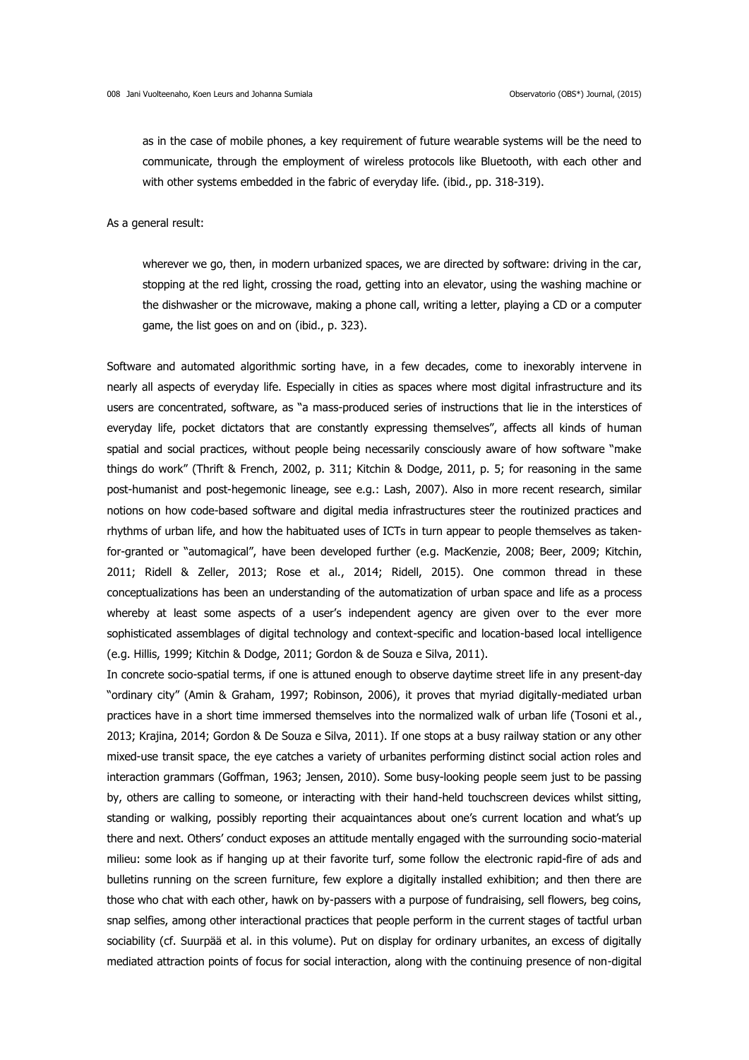> as in the case of mobile phones, a key requirement of future wearable systems will be the need to communicate, through the employment of wireless protocols like Bluetooth, with each other and with other systems embedded in the fabric of everyday life. (ibid., pp. 318-319).

As a general result:

> wherever we go, then, in modern urbanized spaces, we are directed by software: driving in the car, stopping at the red light, crossing the road, getting into an elevator, using the washing machine or the dishwasher or the microwave, making a phone call, writing a letter, playing a CD or a computer game, the list goes on and on (ibid., p. 323).

Software and automated algorithmic sorting have, in a few decades, come to inexorably intervene in nearly all aspects of everyday life. Especially in cities as spaces where most digital infrastructure and its users are concentrated, software, as "a mass-produced series of instructions that lie in the interstices of everyday life, pocket dictators that are constantly expressing themselves", affects all kinds of human spatial and social practices, without people being necessarily consciously aware of how software "make things do work" (Thrift & French, 2002, p. 311; Kitchin & Dodge, 2011, p. 5; for reasoning in the same post-humanist and post-hegemonic lineage, see e.g.: Lash, 2007). Also in more recent research, similar notions on how code-based software and digital media infrastructures steer the routinized practices and rhythms of urban life, and how the habituated uses of ICTs in turn appear to people themselves as taken-for-granted or "automagical", have been developed further (e.g. MacKenzie, 2008; Beer, 2009; Kitchin, 2011; Ridell & Zeller, 2013; Rose et al., 2014; Ridell, 2015). One common thread in these conceptualizations has been an understanding of the automatization of urban space and life as a process whereby at least some aspects of a user's independent agency are given over to the ever more sophisticated assemblages of digital technology and context-specific and location-based local intelligence (e.g. Hillis, 1999; Kitchin & Dodge, 2011; Gordon & de Souza e Silva, 2011).

In concrete socio-spatial terms, if one is attuned enough to observe daytime street life in any present-day "ordinary city" (Amin & Graham, 1997; Robinson, 2006), it proves that myriad digitally-mediated urban practices have in a short time immersed themselves into the normalized walk of urban life (Tosoni et al., 2013; Krajina, 2014; Gordon & De Souza e Silva, 2011). If one stops at a busy railway station or any other mixed-use transit space, the eye catches a variety of urbanites performing distinct social action roles and interaction grammars (Goffman, 1963; Jensen, 2010). Some busy-looking people seem just to be passing by, others are calling to someone, or interacting with their hand-held touchscreen devices whilst sitting, standing or walking, possibly reporting their acquaintances about one's current location and what's up there and next. Others' conduct exposes an attitude mentally engaged with the surrounding socio-material milieu: some look as if hanging up at their favorite turf, some follow the electronic rapid-fire of ads and bulletins running on the screen furniture, few explore a digitally installed exhibition; and then there are those who chat with each other, hawk on by-passers with a purpose of fundraising, sell flowers, beg coins, snap selfies, among other interactional practices that people perform in the current stages of tactful urban sociability (cf. Suurpää et al. in this volume). Put on display for ordinary urbanites, an excess of digitally mediated attraction points of focus for social interaction, along with the continuing presence of non-digital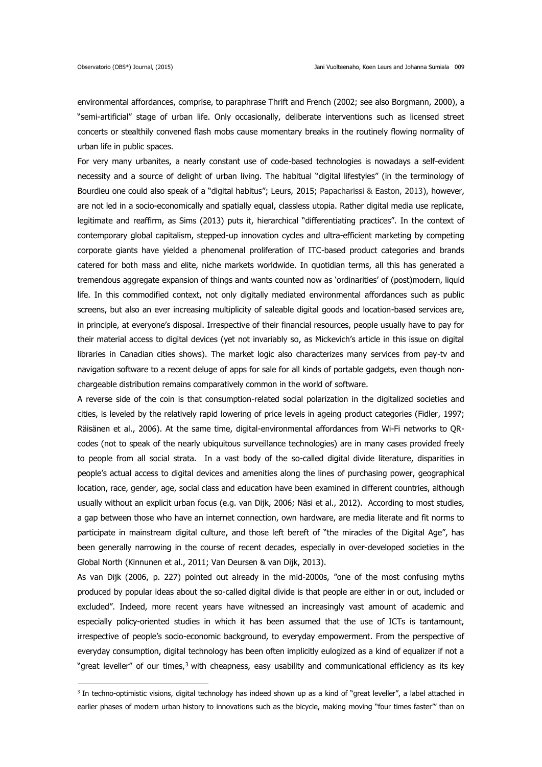environmental affordances, comprise, to paraphrase Thrift and French (2002; see also Borgmann, 2000), a "semi-artificial" stage of urban life. Only occasionally, deliberate interventions such as licensed street concerts or stealthily convened flash mobs cause momentary breaks in the routinely flowing normality of urban life in public spaces.

For very many urbanites, a nearly constant use of code-based technologies is nowadays a self-evident necessity and a source of delight of urban living. The habitual "digital lifestyles" (in the terminology of Bourdieu one could also speak of a "digital habitus"; Leurs, 2015; Papacharissi & Easton, 2013), however, are not led in a socio-economically and spatially equal, classless utopia. Rather digital media use replicate, legitimate and reaffirm, as Sims (2013) puts it, hierarchical "differentiating practices". In the context of contemporary global capitalism, stepped-up innovation cycles and ultra-efficient marketing by competing corporate giants have yielded a phenomenal proliferation of ITC-based product categories and brands catered for both mass and elite, niche markets worldwide. In quotidian terms, all this has generated a tremendous aggregate expansion of things and wants counted now as 'ordinarities' of (post)modern, liquid life. In this commodified context, not only digitally mediated environmental affordances such as public screens, but also an ever increasing multiplicity of saleable digital goods and location-based services are, in principle, at everyone's disposal. Irrespective of their financial resources, people usually have to pay for their material access to digital devices (yet not invariably so, as Mickevich's article in this issue on digital libraries in Canadian cities shows). The market logic also characterizes many services from pay-tv and navigation software to a recent deluge of apps for sale for all kinds of portable gadgets, even though non-chargeable distribution remains comparatively common in the world of software.

A reverse side of the coin is that consumption-related social polarization in the digitalized societies and cities, is leveled by the relatively rapid lowering of price levels in ageing product categories (Fidler, 1997; Räisänen et al., 2006). At the same time, digital-environmental affordances from Wi-Fi networks to QR-codes (not to speak of the nearly ubiquitous surveillance technologies) are in many cases provided freely to people from all social strata. In a vast body of the so-called digital divide literature, disparities in people's actual access to digital devices and amenities along the lines of purchasing power, geographical location, race, gender, age, social class and education have been examined in different countries, although usually without an explicit urban focus (e.g. van Dijk, 2006; Näsi et al., 2012). According to most studies, a gap between those who have an internet connection, own hardware, are media literate and fit norms to participate in mainstream digital culture, and those left bereft of "the miracles of the Digital Age", has been generally narrowing in the course of recent decades, especially in over-developed societies in the Global North (Kinnunen et al., 2011; Van Deursen & van Dijk, 2013).

As van Dijk (2006, p. 227) pointed out already in the mid-2000s, "one of the most confusing myths produced by popular ideas about the so-called digital divide is that people are either in or out, included or excluded". Indeed, more recent years have witnessed an increasingly vast amount of academic and especially policy-oriented studies in which it has been assumed that the use of ICTs is tantamount, irrespective of people's socio-economic background, to everyday empowerment. From the perspective of everyday consumption, digital technology has been often implicitly eulogized as a kind of equalizer if not a "great leveller" of our times,[3] with cheapness, easy usability and communicational efficiency as its key

[3] In techno-optimistic visions, digital technology has indeed shown up as a kind of "great leveller", a label attached in earlier phases of modern urban history to innovations such as the bicycle, making moving "four times faster"' than on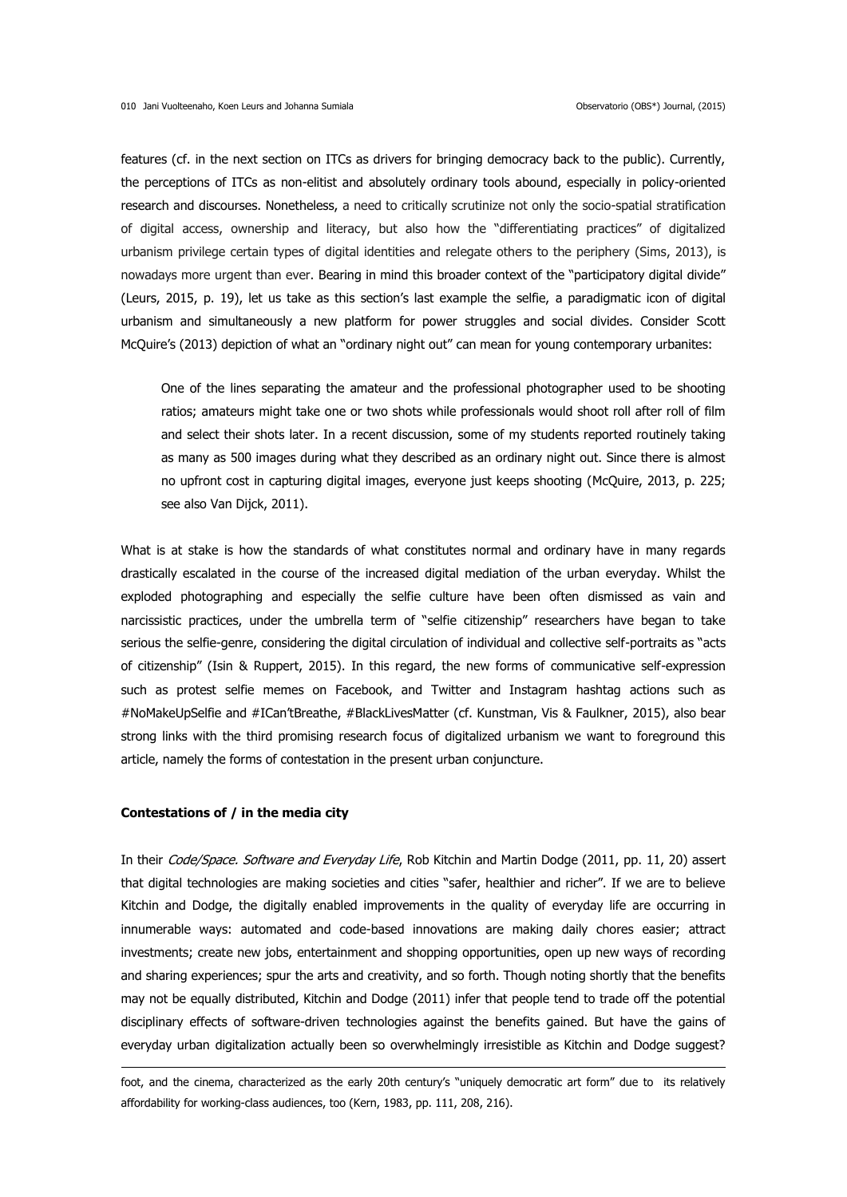features (cf. in the next section on ITCs as drivers for bringing democracy back to the public). Currently, the perceptions of ITCs as non-elitist and absolutely ordinary tools abound, especially in policy-oriented research and discourses. Nonetheless, a need to critically scrutinize not only the socio-spatial stratification of digital access, ownership and literacy, but also how the "differentiating practices" of digitalized urbanism privilege certain types of digital identities and relegate others to the periphery (Sims, 2013), is nowadays more urgent than ever. Bearing in mind this broader context of the "participatory digital divide" (Leurs, 2015, p. 19), let us take as this section's last example the selfie, a paradigmatic icon of digital urbanism and simultaneously a new platform for power struggles and social divides. Consider Scott McQuire's (2013) depiction of what an "ordinary night out" can mean for young contemporary urbanites:

> One of the lines separating the amateur and the professional photographer used to be shooting ratios; amateurs might take one or two shots while professionals would shoot roll after roll of film and select their shots later. In a recent discussion, some of my students reported routinely taking as many as 500 images during what they described as an ordinary night out. Since there is almost no upfront cost in capturing digital images, everyone just keeps shooting (McQuire, 2013, p. 225; see also Van Dijck, 2011).

What is at stake is how the standards of what constitutes normal and ordinary have in many regards drastically escalated in the course of the increased digital mediation of the urban everyday. Whilst the exploded photographing and especially the selfie culture have been often dismissed as vain and narcissistic practices, under the umbrella term of "selfie citizenship" researchers have began to take serious the selfie-genre, considering the digital circulation of individual and collective self-portraits as "acts of citizenship" (Isin & Ruppert, 2015). In this regard, the new forms of communicative self-expression such as protest selfie memes on Facebook, and Twitter and Instagram hashtag actions such as #NoMakeUpSelfie and #ICan'tBreathe, #BlackLivesMatter (cf. Kunstman, Vis & Faulkner, 2015), also bear strong links with the third promising research focus of digitalized urbanism we want to foreground this article, namely the forms of contestation in the present urban conjuncture.

## Contestations of / in the media city

In their *Code/Space. Software and Everyday Life*, Rob Kitchin and Martin Dodge (2011, pp. 11, 20) assert that digital technologies are making societies and cities "safer, healthier and richer". If we are to believe Kitchin and Dodge, the digitally enabled improvements in the quality of everyday life are occurring in innumerable ways: automated and code-based innovations are making daily chores easier; attract investments; create new jobs, entertainment and shopping opportunities, open up new ways of recording and sharing experiences; spur the arts and creativity, and so forth. Though noting shortly that the benefits may not be equally distributed, Kitchin and Dodge (2011) infer that people tend to trade off the potential disciplinary effects of software-driven technologies against the benefits gained. But have the gains of everyday urban digitalization actually been so overwhelmingly irresistible as Kitchin and Dodge suggest?

---

foot, and the cinema, characterized as the early 20th century's "uniquely democratic art form" due to its relatively affordability for working-class audiences, too (Kern, 1983, pp. 111, 208, 216).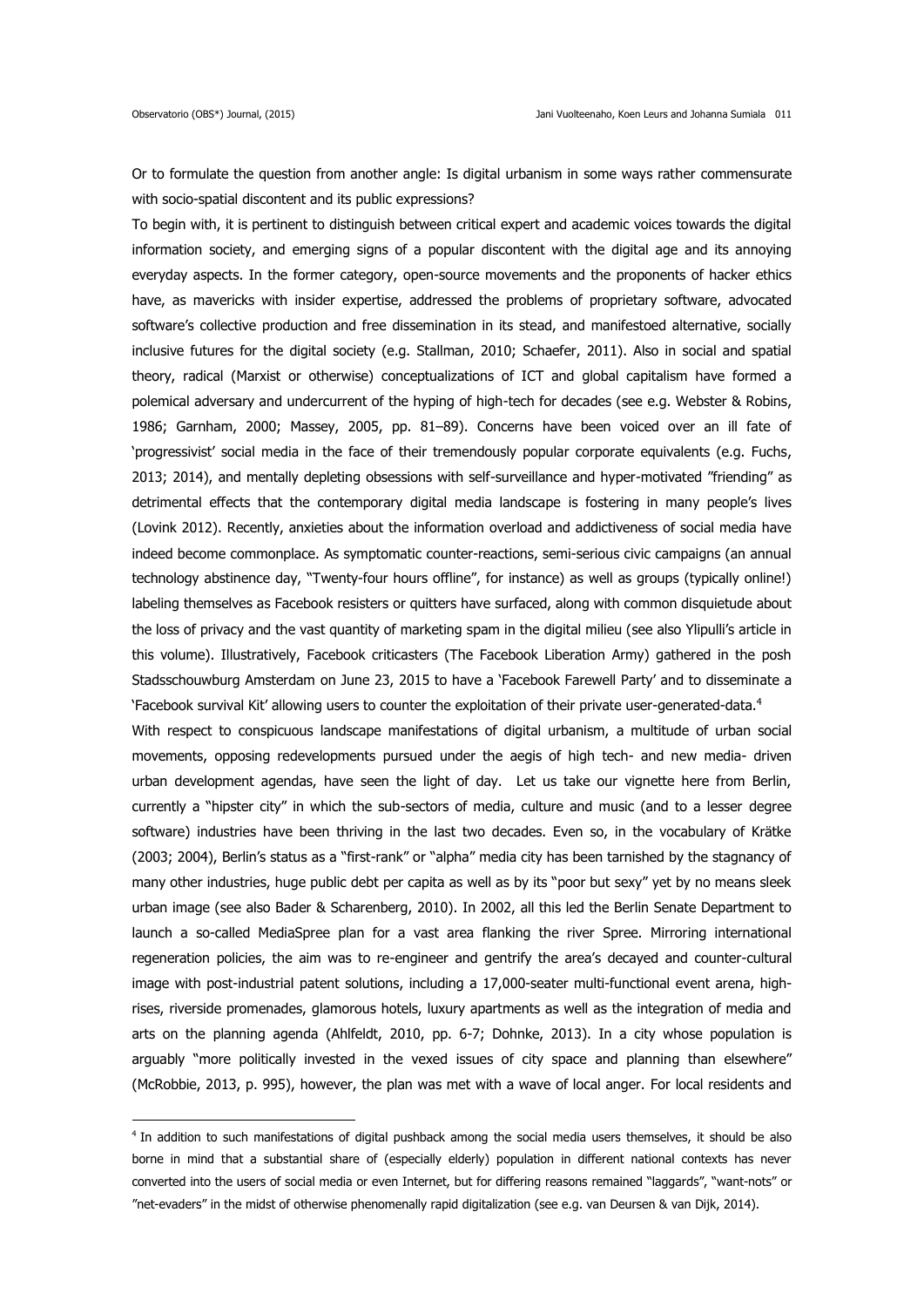Or to formulate the question from another angle: Is digital urbanism in some ways rather commensurate with socio-spatial discontent and its public expressions?

To begin with, it is pertinent to distinguish between critical expert and academic voices towards the digital information society, and emerging signs of a popular discontent with the digital age and its annoying everyday aspects. In the former category, open-source movements and the proponents of hacker ethics have, as mavericks with insider expertise, addressed the problems of proprietary software, advocated software's collective production and free dissemination in its stead, and manifestoed alternative, socially inclusive futures for the digital society (e.g. Stallman, 2010; Schaefer, 2011). Also in social and spatial theory, radical (Marxist or otherwise) conceptualizations of ICT and global capitalism have formed a polemical adversary and undercurrent of the hyping of high-tech for decades (see e.g. Webster & Robins, 1986; Garnham, 2000; Massey, 2005, pp. 81–89). Concerns have been voiced over an ill fate of 'progressivist' social media in the face of their tremendously popular corporate equivalents (e.g. Fuchs, 2013; 2014), and mentally depleting obsessions with self-surveillance and hyper-motivated "friending" as detrimental effects that the contemporary digital media landscape is fostering in many people's lives (Lovink 2012). Recently, anxieties about the information overload and addictiveness of social media have indeed become commonplace. As symptomatic counter-reactions, semi-serious civic campaigns (an annual technology abstinence day, "Twenty-four hours offline", for instance) as well as groups (typically online!) labeling themselves as Facebook resisters or quitters have surfaced, along with common disquietude about the loss of privacy and the vast quantity of marketing spam in the digital milieu (see also Ylipulli's article in this volume). Illustratively, Facebook criticasters (The Facebook Liberation Army) gathered in the posh Stadsschouwburg Amsterdam on June 23, 2015 to have a 'Facebook Farewell Party' and to disseminate a 'Facebook survival Kit' allowing users to counter the exploitation of their private user-generated-data.[4]

With respect to conspicuous landscape manifestations of digital urbanism, a multitude of urban social movements, opposing redevelopments pursued under the aegis of high tech- and new media- driven urban development agendas, have seen the light of day. Let us take our vignette here from Berlin, currently a "hipster city" in which the sub-sectors of media, culture and music (and to a lesser degree software) industries have been thriving in the last two decades. Even so, in the vocabulary of Krätke (2003; 2004), Berlin's status as a "first-rank" or "alpha" media city has been tarnished by the stagnancy of many other industries, huge public debt per capita as well as by its "poor but sexy" yet by no means sleek urban image (see also Bader & Scharenberg, 2010). In 2002, all this led the Berlin Senate Department to launch a so-called MediaSpree plan for a vast area flanking the river Spree. Mirroring international regeneration policies, the aim was to re-engineer and gentrify the area's decayed and counter-cultural image with post-industrial patent solutions, including a 17,000-seater multi-functional event arena, high-rises, riverside promenades, glamorous hotels, luxury apartments as well as the integration of media and arts on the planning agenda (Ahlfeldt, 2010, pp. 6-7; Dohnke, 2013). In a city whose population is arguably "more politically invested in the vexed issues of city space and planning than elsewhere" (McRobbie, 2013, p. 995), however, the plan was met with a wave of local anger. For local residents and

[4] In addition to such manifestations of digital pushback among the social media users themselves, it should be also borne in mind that a substantial share of (especially elderly) population in different national contexts has never converted into the users of social media or even Internet, but for differing reasons remained "laggards", "want-nots" or "net-evaders" in the midst of otherwise phenomenally rapid digitalization (see e.g. van Deursen & van Dijk, 2014).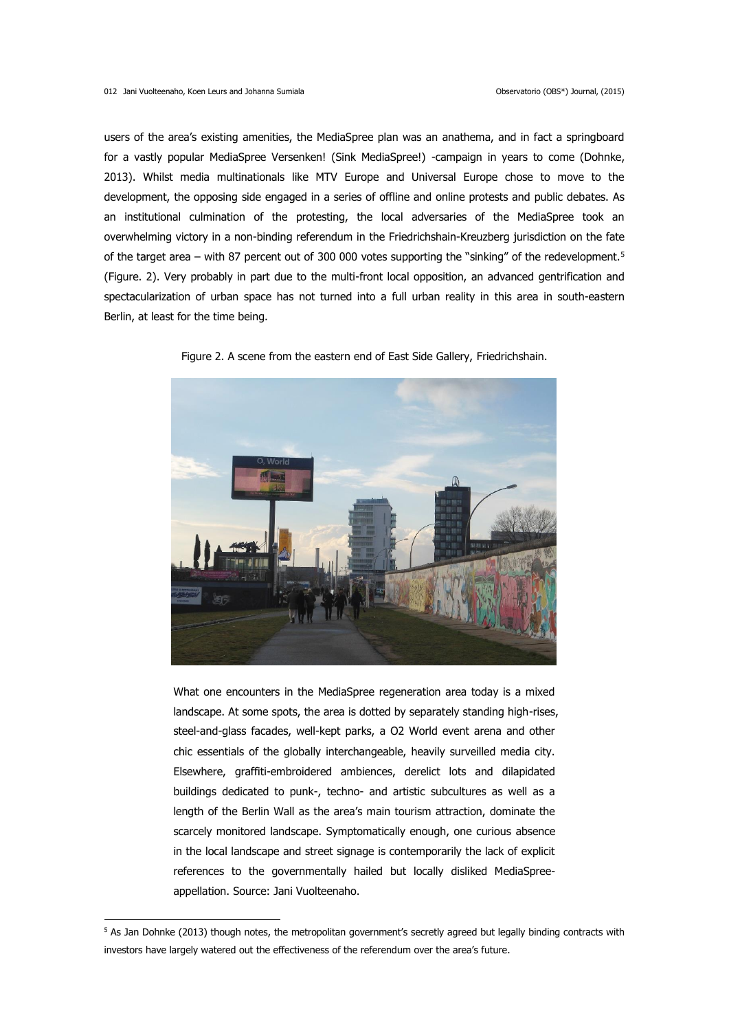users of the area's existing amenities, the MediaSpree plan was an anathema, and in fact a springboard for a vastly popular MediaSpree Versenken! (Sink MediaSpree!) -campaign in years to come (Dohnke, 2013). Whilst media multinationals like MTV Europe and Universal Europe chose to move to the development, the opposing side engaged in a series of offline and online protests and public debates. As an institutional culmination of the protesting, the local adversaries of the MediaSpree took an overwhelming victory in a non-binding referendum in the Friedrichshain-Kreuzberg jurisdiction on the fate of the target area – with 87 percent out of 300 000 votes supporting the "sinking" of the redevelopment.[5] (Figure. 2). Very probably in part due to the multi-front local opposition, an advanced gentrification and spectacularization of urban space has not turned into a full urban reality in this area in south-eastern Berlin, at least for the time being.

Figure 2. A scene from the eastern end of East Side Gallery, Friedrichshain.

What one encounters in the MediaSpree regeneration area today is a mixed landscape. At some spots, the area is dotted by separately standing high-rises, steel-and-glass facades, well-kept parks, a O2 World event arena and other chic essentials of the globally interchangeable, heavily surveilled media city. Elsewhere, graffiti-embroidered ambiences, derelict lots and dilapidated buildings dedicated to punk-, techno- and artistic subcultures as well as a length of the Berlin Wall as the area's main tourism attraction, dominate the scarcely monitored landscape. Symptomatically enough, one curious absence in the local landscape and street signage is contemporarily the lack of explicit references to the governmentally hailed but locally disliked MediaSpree-appellation. Source: Jani Vuolteenaho.

[5] As Jan Dohnke (2013) though notes, the metropolitan government's secretly agreed but legally binding contracts with investors have largely watered out the effectiveness of the referendum over the area's future.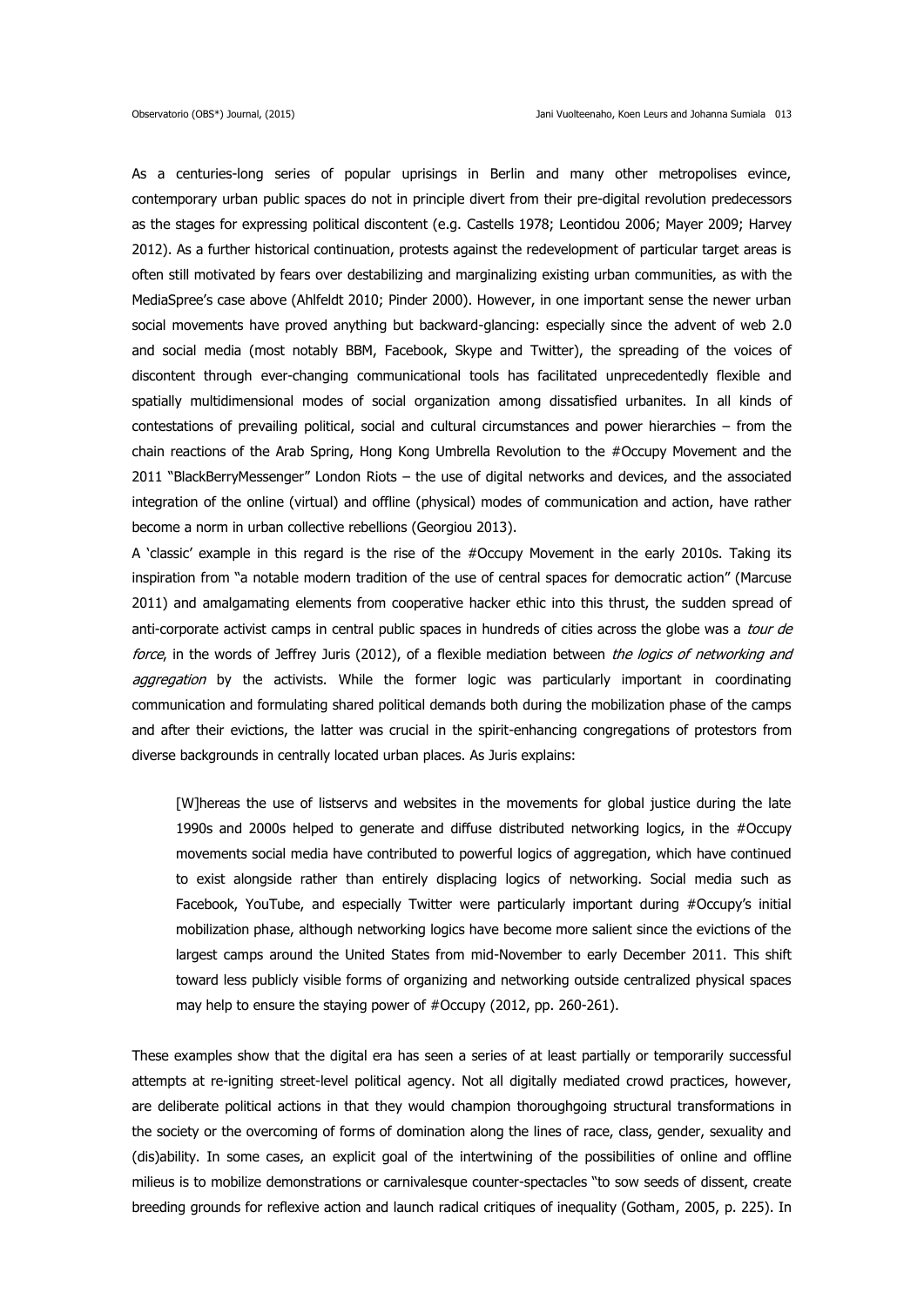As a centuries-long series of popular uprisings in Berlin and many other metropolises evince, contemporary urban public spaces do not in principle divert from their pre-digital revolution predecessors as the stages for expressing political discontent (e.g. Castells 1978; Leontidou 2006; Mayer 2009; Harvey 2012). As a further historical continuation, protests against the redevelopment of particular target areas is often still motivated by fears over destabilizing and marginalizing existing urban communities, as with the MediaSpree's case above (Ahlfeldt 2010; Pinder 2000). However, in one important sense the newer urban social movements have proved anything but backward-glancing: especially since the advent of web 2.0 and social media (most notably BBM, Facebook, Skype and Twitter), the spreading of the voices of discontent through ever-changing communicational tools has facilitated unprecedentedly flexible and spatially multidimensional modes of social organization among dissatisfied urbanites. In all kinds of contestations of prevailing political, social and cultural circumstances and power hierarchies – from the chain reactions of the Arab Spring, Hong Kong Umbrella Revolution to the #Occupy Movement and the 2011 "BlackBerryMessenger" London Riots – the use of digital networks and devices, and the associated integration of the online (virtual) and offline (physical) modes of communication and action, have rather become a norm in urban collective rebellions (Georgiou 2013).

A 'classic' example in this regard is the rise of the #Occupy Movement in the early 2010s. Taking its inspiration from "a notable modern tradition of the use of central spaces for democratic action" (Marcuse 2011) and amalgamating elements from cooperative hacker ethic into this thrust, the sudden spread of anti-corporate activist camps in central public spaces in hundreds of cities across the globe was a *tour de force*, in the words of Jeffrey Juris (2012), of a flexible mediation between *the logics of networking and aggregation* by the activists. While the former logic was particularly important in coordinating communication and formulating shared political demands both during the mobilization phase of the camps and after their evictions, the latter was crucial in the spirit-enhancing congregations of protestors from diverse backgrounds in centrally located urban places. As Juris explains:

> [W]hereas the use of listservs and websites in the movements for global justice during the late 1990s and 2000s helped to generate and diffuse distributed networking logics, in the #Occupy movements social media have contributed to powerful logics of aggregation, which have continued to exist alongside rather than entirely displacing logics of networking. Social media such as Facebook, YouTube, and especially Twitter were particularly important during #Occupy's initial mobilization phase, although networking logics have become more salient since the evictions of the largest camps around the United States from mid-November to early December 2011. This shift toward less publicly visible forms of organizing and networking outside centralized physical spaces may help to ensure the staying power of #Occupy (2012, pp. 260-261).

These examples show that the digital era has seen a series of at least partially or temporarily successful attempts at re-igniting street-level political agency. Not all digitally mediated crowd practices, however, are deliberate political actions in that they would champion thoroughgoing structural transformations in the society or the overcoming of forms of domination along the lines of race, class, gender, sexuality and (dis)ability. In some cases, an explicit goal of the intertwining of the possibilities of online and offline milieus is to mobilize demonstrations or carnivalesque counter-spectacles "to sow seeds of dissent, create breeding grounds for reflexive action and launch radical critiques of inequality (Gotham, 2005, p. 225). In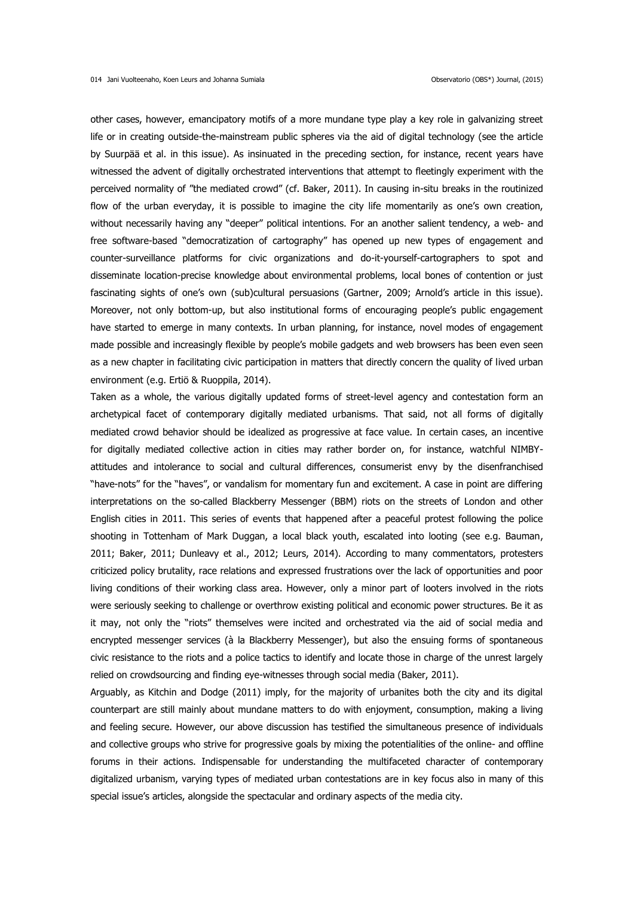other cases, however, emancipatory motifs of a more mundane type play a key role in galvanizing street life or in creating outside-the-mainstream public spheres via the aid of digital technology (see the article by Suurpää et al. in this issue). As insinuated in the preceding section, for instance, recent years have witnessed the advent of digitally orchestrated interventions that attempt to fleetingly experiment with the perceived normality of "the mediated crowd" (cf. Baker, 2011). In causing in-situ breaks in the routinized flow of the urban everyday, it is possible to imagine the city life momentarily as one's own creation, without necessarily having any "deeper" political intentions. For an another salient tendency, a web- and free software-based "democratization of cartography" has opened up new types of engagement and counter-surveillance platforms for civic organizations and do-it-yourself-cartographers to spot and disseminate location-precise knowledge about environmental problems, local bones of contention or just fascinating sights of one's own (sub)cultural persuasions (Gartner, 2009; Arnold's article in this issue). Moreover, not only bottom-up, but also institutional forms of encouraging people's public engagement have started to emerge in many contexts. In urban planning, for instance, novel modes of engagement made possible and increasingly flexible by people's mobile gadgets and web browsers has been even seen as a new chapter in facilitating civic participation in matters that directly concern the quality of lived urban environment (e.g. Ertiö & Ruoppila, 2014).

Taken as a whole, the various digitally updated forms of street-level agency and contestation form an archetypical facet of contemporary digitally mediated urbanisms. That said, not all forms of digitally mediated crowd behavior should be idealized as progressive at face value. In certain cases, an incentive for digitally mediated collective action in cities may rather border on, for instance, watchful NIMBY-attitudes and intolerance to social and cultural differences, consumerist envy by the disenfranchised "have-nots" for the "haves", or vandalism for momentary fun and excitement. A case in point are differing interpretations on the so-called Blackberry Messenger (BBM) riots on the streets of London and other English cities in 2011. This series of events that happened after a peaceful protest following the police shooting in Tottenham of Mark Duggan, a local black youth, escalated into looting (see e.g. Bauman, 2011; Baker, 2011; Dunleavy et al., 2012; Leurs, 2014). According to many commentators, protesters criticized policy brutality, race relations and expressed frustrations over the lack of opportunities and poor living conditions of their working class area. However, only a minor part of looters involved in the riots were seriously seeking to challenge or overthrow existing political and economic power structures. Be it as it may, not only the "riots" themselves were incited and orchestrated via the aid of social media and encrypted messenger services (à la Blackberry Messenger), but also the ensuing forms of spontaneous civic resistance to the riots and a police tactics to identify and locate those in charge of the unrest largely relied on crowdsourcing and finding eye-witnesses through social media (Baker, 2011).

Arguably, as Kitchin and Dodge (2011) imply, for the majority of urbanites both the city and its digital counterpart are still mainly about mundane matters to do with enjoyment, consumption, making a living and feeling secure. However, our above discussion has testified the simultaneous presence of individuals and collective groups who strive for progressive goals by mixing the potentialities of the online- and offline forums in their actions. Indispensable for understanding the multifaceted character of contemporary digitalized urbanism, varying types of mediated urban contestations are in key focus also in many of this special issue's articles, alongside the spectacular and ordinary aspects of the media city.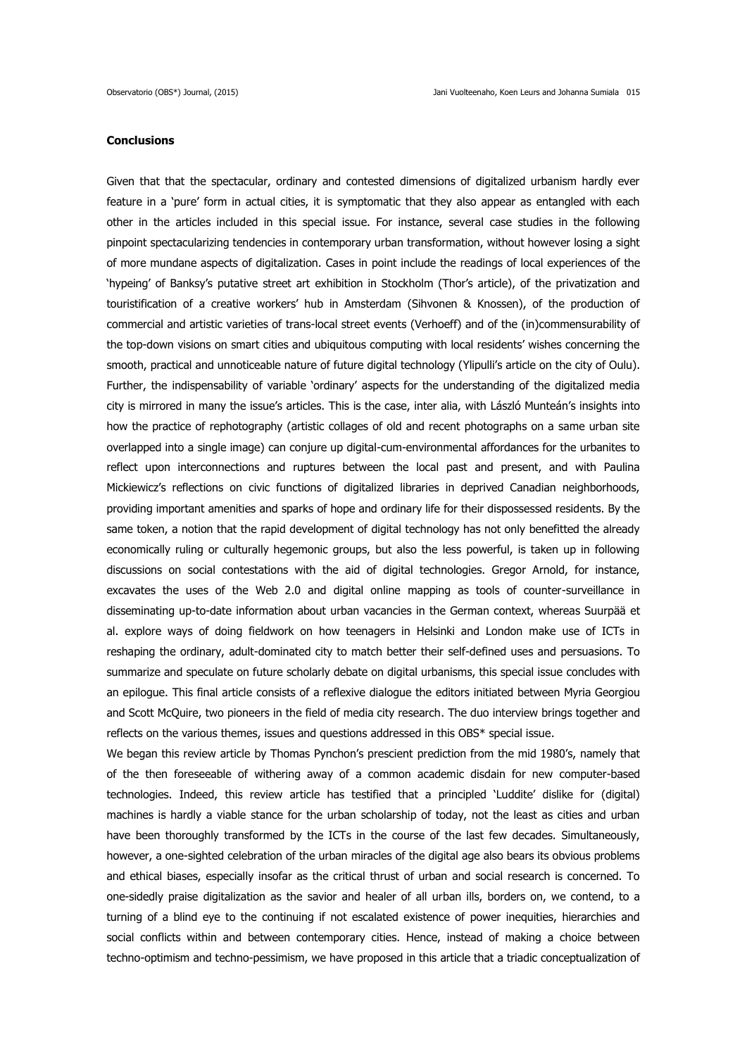**Conclusions**

Given that that the spectacular, ordinary and contested dimensions of digitalized urbanism hardly ever feature in a 'pure' form in actual cities, it is symptomatic that they also appear as entangled with each other in the articles included in this special issue. For instance, several case studies in the following pinpoint spectacularizing tendencies in contemporary urban transformation, without however losing a sight of more mundane aspects of digitalization. Cases in point include the readings of local experiences of the 'hypeing' of Banksy's putative street art exhibition in Stockholm (Thor's article), of the privatization and touristification of a creative workers' hub in Amsterdam (Sihvonen & Knossen), of the production of commercial and artistic varieties of trans-local street events (Verhoeff) and of the (in)commensurability of the top-down visions on smart cities and ubiquitous computing with local residents' wishes concerning the smooth, practical and unnoticeable nature of future digital technology (Ylipulli's article on the city of Oulu). Further, the indispensability of variable 'ordinary' aspects for the understanding of the digitalized media city is mirrored in many the issue's articles. This is the case, inter alia, with László Munteán's insights into how the practice of rephotography (artistic collages of old and recent photographs on a same urban site overlapped into a single image) can conjure up digital-cum-environmental affordances for the urbanites to reflect upon interconnections and ruptures between the local past and present, and with Paulina Mickiewicz's reflections on civic functions of digitalized libraries in deprived Canadian neighborhoods, providing important amenities and sparks of hope and ordinary life for their dispossessed residents. By the same token, a notion that the rapid development of digital technology has not only benefitted the already economically ruling or culturally hegemonic groups, but also the less powerful, is taken up in following discussions on social contestations with the aid of digital technologies. Gregor Arnold, for instance, excavates the uses of the Web 2.0 and digital online mapping as tools of counter-surveillance in disseminating up-to-date information about urban vacancies in the German context, whereas Suurpää et al. explore ways of doing fieldwork on how teenagers in Helsinki and London make use of ICTs in reshaping the ordinary, adult-dominated city to match better their self-defined uses and persuasions. To summarize and speculate on future scholarly debate on digital urbanisms, this special issue concludes with an epilogue. This final article consists of a reflexive dialogue the editors initiated between Myria Georgiou and Scott McQuire, two pioneers in the field of media city research. The duo interview brings together and reflects on the various themes, issues and questions addressed in this OBS* special issue.

We began this review article by Thomas Pynchon's prescient prediction from the mid 1980's, namely that of the then foreseeable of withering away of a common academic disdain for new computer-based technologies. Indeed, this review article has testified that a principled 'Luddite' dislike for (digital) machines is hardly a viable stance for the urban scholarship of today, not the least as cities and urban have been thoroughly transformed by the ICTs in the course of the last few decades. Simultaneously, however, a one-sighted celebration of the urban miracles of the digital age also bears its obvious problems and ethical biases, especially insofar as the critical thrust of urban and social research is concerned. To one-sidedly praise digitalization as the savior and healer of all urban ills, borders on, we contend, to a turning of a blind eye to the continuing if not escalated existence of power inequities, hierarchies and social conflicts within and between contemporary cities. Hence, instead of making a choice between techno-optimism and techno-pessimism, we have proposed in this article that a triadic conceptualization of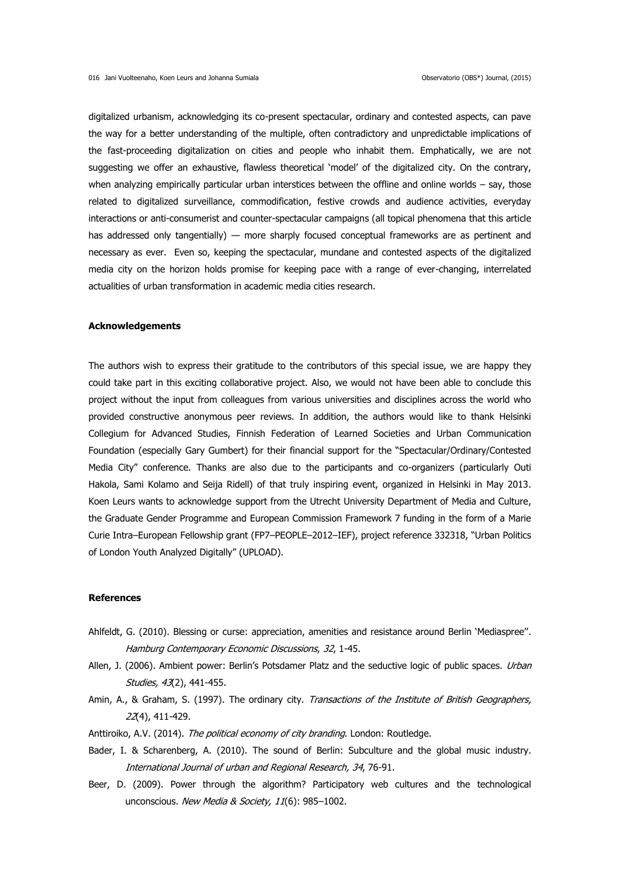digitalized urbanism, acknowledging its co-present spectacular, ordinary and contested aspects, can pave the way for a better understanding of the multiple, often contradictory and unpredictable implications of the fast-proceeding digitalization on cities and people who inhabit them. Emphatically, we are not suggesting we offer an exhaustive, flawless theoretical 'model' of the digitalized city. On the contrary, when analyzing empirically particular urban interstices between the offline and online worlds – say, those related to digitalized surveillance, commodification, festive crowds and audience activities, everyday interactions or anti-consumerist and counter-spectacular campaigns (all topical phenomena that this article has addressed only tangentially) — more sharply focused conceptual frameworks are as pertinent and necessary as ever. Even so, keeping the spectacular, mundane and contested aspects of the digitalized media city on the horizon holds promise for keeping pace with a range of ever-changing, interrelated actualities of urban transformation in academic media cities research.

## Acknowledgements

The authors wish to express their gratitude to the contributors of this special issue, we are happy they could take part in this exciting collaborative project. Also, we would not have been able to conclude this project without the input from colleagues from various universities and disciplines across the world who provided constructive anonymous peer reviews. In addition, the authors would like to thank Helsinki Collegium for Advanced Studies, Finnish Federation of Learned Societies and Urban Communication Foundation (especially Gary Gumbert) for their financial support for the "Spectacular/Ordinary/Contested Media City" conference. Thanks are also due to the participants and co-organizers (particularly Outi Hakola, Sami Kolamo and Seija Ridell) of that truly inspiring event, organized in Helsinki in May 2013. Koen Leurs wants to acknowledge support from the Utrecht University Department of Media and Culture, the Graduate Gender Programme and European Commission Framework 7 funding in the form of a Marie Curie Intra–European Fellowship grant (FP7–PEOPLE–2012–IEF), project reference 332318, "Urban Politics of London Youth Analyzed Digitally" (UPLOAD).

## References

Ahlfeldt, G. (2010). Blessing or curse: appreciation, amenities and resistance around Berlin 'Mediaspree''. *Hamburg Contemporary Economic Discussions*, *32*, 1-45.

Allen, J. (2006). Ambient power: Berlin's Potsdamer Platz and the seductive logic of public spaces. *Urban Studies, 43*(2), 441-455.

Amin, A., & Graham, S. (1997). The ordinary city. *Transactions of the Institute of British Geographers, 22*(4), 411-429.

Anttiroiko, A.V. (2014). *The political economy of city branding*. London: Routledge.

Bader, I. & Scharenberg, A. (2010). The sound of Berlin: Subculture and the global music industry. *International Journal of urban and Regional Research, 34*, 76-91.

Beer, D. (2009). Power through the algorithm? Participatory web cultures and the technological unconscious. *New Media & Society, 11*(6): 985–1002.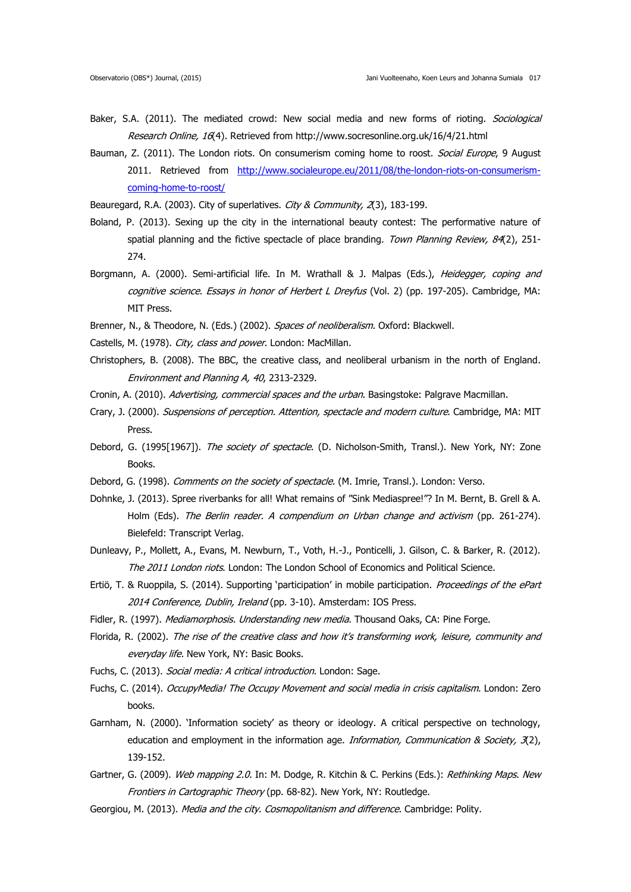Baker, S.A. (2011). The mediated crowd: New social media and new forms of rioting. *Sociological Research Online, 16*(4). Retrieved from http://www.socresonline.org.uk/16/4/21.html

Bauman, Z. (2011). The London riots. On consumerism coming home to roost. *Social Europe*, 9 August 2011. Retrieved from http://www.socialeurope.eu/2011/08/the-london-riots-on-consumerism-coming-home-to-roost/

Beauregard, R.A. (2003). City of superlatives. *City & Community, 2*(3), 183-199.

Boland, P. (2013). Sexing up the city in the international beauty contest: The performative nature of spatial planning and the fictive spectacle of place branding. *Town Planning Review, 84*(2), 251-274.

Borgmann, A. (2000). Semi-artificial life. In M. Wrathall & J. Malpas (Eds.), *Heidegger, coping and cognitive science. Essays in honor of Herbert L Dreyfus* (Vol. 2) (pp. 197-205). Cambridge, MA: MIT Press.

Brenner, N., & Theodore, N. (Eds.) (2002). *Spaces of neoliberalism*. Oxford: Blackwell.

Castells, M. (1978). *City, class and power*. London: MacMillan.

Christophers, B. (2008). The BBC, the creative class, and neoliberal urbanism in the north of England. *Environment and Planning A, 40*, 2313-2329.

Cronin, A. (2010). *Advertising, commercial spaces and the urban*. Basingstoke: Palgrave Macmillan.

Crary, J. (2000). *Suspensions of perception. Attention, spectacle and modern culture*. Cambridge, MA: MIT Press.

Debord, G. (1995[1967]). *The society of spectacle*. (D. Nicholson-Smith, Transl.). New York, NY: Zone Books.

Debord, G. (1998). *Comments on the society of spectacle*. (M. Imrie, Transl.). London: Verso.

Dohnke, J. (2013). Spree riverbanks for all! What remains of "Sink Mediaspree!"? In M. Bernt, B. Grell & A. Holm (Eds). *The Berlin reader. A compendium on Urban change and activism* (pp. 261-274). Bielefeld: Transcript Verlag.

Dunleavy, P., Mollett, A., Evans, M. Newburn, T., Voth, H.-J., Ponticelli, J. Gilson, C. & Barker, R. (2012). *The 2011 London riots*. London: The London School of Economics and Political Science.

Ertiö, T. & Ruoppila, S. (2014). Supporting 'participation' in mobile participation. *Proceedings of the ePart 2014 Conference, Dublin, Ireland* (pp. 3-10). Amsterdam: IOS Press.

Fidler, R. (1997). *Mediamorphosis. Understanding new media*. Thousand Oaks, CA: Pine Forge.

Florida, R. (2002). *The rise of the creative class and how it's transforming work, leisure, community and everyday life*. New York, NY: Basic Books.

Fuchs, C. (2013). *Social media: A critical introduction*. London: Sage.

Fuchs, C. (2014). *OccupyMedia! The Occupy Movement and social media in crisis capitalism*. London: Zero books.

Garnham, N. (2000). 'Information society' as theory or ideology. A critical perspective on technology, education and employment in the information age. *Information, Communication & Society, 3*(2), 139-152.

Gartner, G. (2009). *Web mapping 2.0.* In: M. Dodge, R. Kitchin & C. Perkins (Eds.): *Rethinking Maps. New Frontiers in Cartographic Theory* (pp. 68-82). New York, NY: Routledge.

Georgiou, M. (2013). *Media and the city. Cosmopolitanism and difference*. Cambridge: Polity.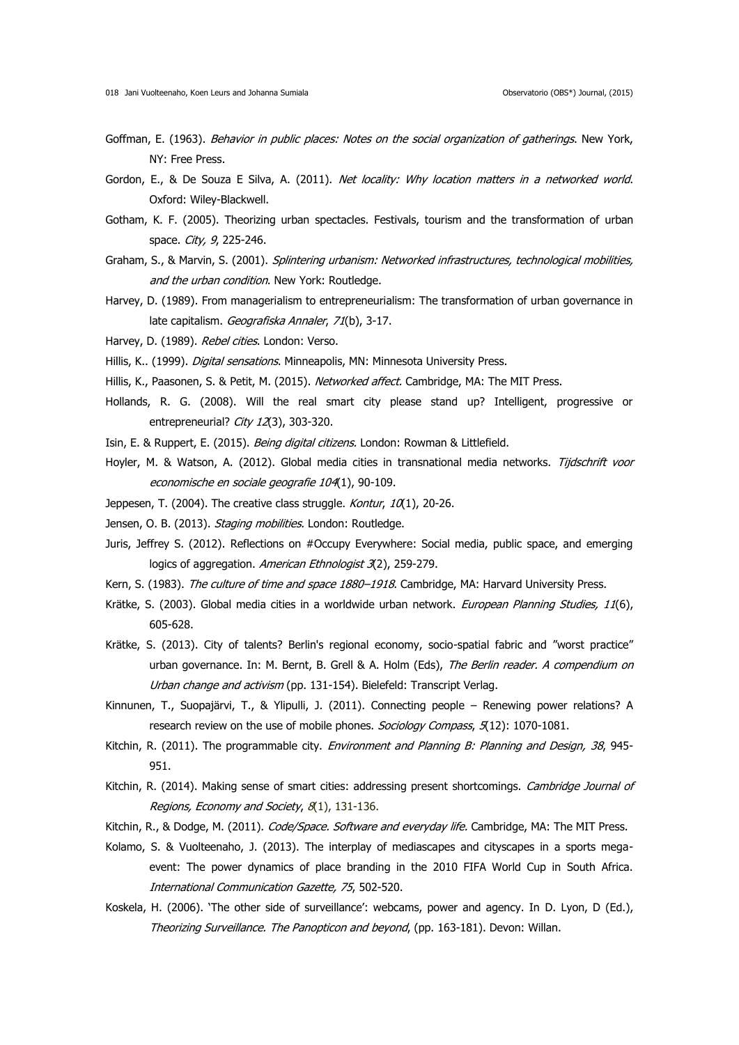Goffman, E. (1963). *Behavior in public places: Notes on the social organization of gatherings*. New York, NY: Free Press.

Gordon, E., & De Souza E Silva, A. (2011). *Net locality: Why location matters in a networked world*. Oxford: Wiley-Blackwell.

Gotham, K. F. (2005). Theorizing urban spectacles. Festivals, tourism and the transformation of urban space. *City, 9*, 225-246.

Graham, S., & Marvin, S. (2001). *Splintering urbanism: Networked infrastructures, technological mobilities, and the urban condition*. New York: Routledge.

Harvey, D. (1989). From managerialism to entrepreneurialism: The transformation of urban governance in late capitalism. *Geografiska Annaler*, *71*(b), 3-17.

Harvey, D. (1989). *Rebel cities*. London: Verso.

Hillis, K.. (1999). *Digital sensations*. Minneapolis, MN: Minnesota University Press.

Hillis, K., Paasonen, S. & Petit, M. (2015). *Networked affect*. Cambridge, MA: The MIT Press.

Hollands, R. G. (2008). Will the real smart city please stand up? Intelligent, progressive or entrepreneurial? *City 12*(3), 303-320.

Isin, E. & Ruppert, E. (2015). *Being digital citizens*. London: Rowman & Littlefield.

Hoyler, M. & Watson, A. (2012). Global media cities in transnational media networks. *Tijdschrift voor economische en sociale geografie 104*(1), 90-109.

Jeppesen, T. (2004). The creative class struggle. *Kontur*, *10*(1), 20-26.

Jensen, O. B. (2013). *Staging mobilities*. London: Routledge.

Juris, Jeffrey S. (2012). Reflections on #Occupy Everywhere: Social media, public space, and emerging logics of aggregation. *American Ethnologist 3*(2), 259-279.

Kern, S. (1983). *The culture of time and space 1880–1918*. Cambridge, MA: Harvard University Press.

Krätke, S. (2003). Global media cities in a worldwide urban network. *European Planning Studies, 11*(6), 605-628.

Krätke, S. (2013). City of talents? Berlin's regional economy, socio-spatial fabric and "worst practice" urban governance. In: M. Bernt, B. Grell & A. Holm (Eds), *The Berlin reader. A compendium on Urban change and activism* (pp. 131-154). Bielefeld: Transcript Verlag.

Kinnunen, T., Suopajärvi, T., & Ylipulli, J. (2011). Connecting people – Renewing power relations? A research review on the use of mobile phones. *Sociology Compass*, *5*(12): 1070-1081.

Kitchin, R. (2011). The programmable city. *Environment and Planning B: Planning and Design, 38*, 945-951.

Kitchin, R. (2014). Making sense of smart cities: addressing present shortcomings. *Cambridge Journal of Regions, Economy and Society*, *8*(1), 131-136.

Kitchin, R., & Dodge, M. (2011). *Code/Space. Software and everyday life.* Cambridge, MA: The MIT Press.

Kolamo, S. & Vuolteenaho, J. (2013). The interplay of mediascapes and cityscapes in a sports mega-event: The power dynamics of place branding in the 2010 FIFA World Cup in South Africa. *International Communication Gazette, 75*, 502-520.

Koskela, H. (2006). 'The other side of surveillance': webcams, power and agency. In D. Lyon, D (Ed.), *Theorizing Surveillance. The Panopticon and beyond*, (pp. 163-181). Devon: Willan.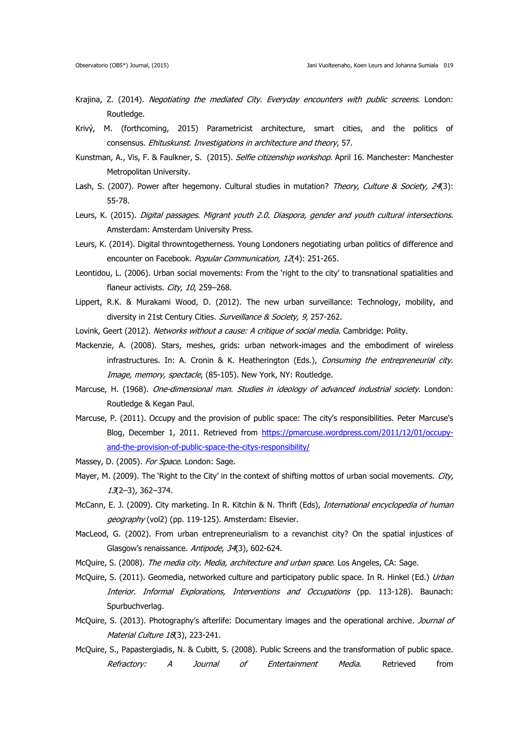Krajina, Z. (2014). *Negotiating the mediated City. Everyday encounters with public screens*. London: Routledge.

Krivý, M. (forthcoming, 2015) Parametricist architecture, smart cities, and the politics of consensus. *Ehituskunst. Investigations in architecture and theory*, 57.

Kunstman, A., Vis, F. & Faulkner, S. (2015). *Selfie citizenship workshop*. April 16. Manchester: Manchester Metropolitan University.

Lash, S. (2007). Power after hegemony. Cultural studies in mutation? *Theory, Culture & Society, 24*(3): 55-78.

Leurs, K. (2015). *Digital passages. Migrant youth 2.0. Diaspora, gender and youth cultural intersections.* Amsterdam: Amsterdam University Press.

Leurs, K. (2014). Digital throwntogetherness. Young Londoners negotiating urban politics of difference and encounter on Facebook. *Popular Communication, 12*(4): 251-265.

Leontidou, L. (2006). Urban social movements: From the 'right to the city' to transnational spatialities and flaneur activists. *City*, *10*, 259–268.

Lippert, R.K. & Murakami Wood, D. (2012). The new urban surveillance: Technology, mobility, and diversity in 21st Century Cities. *Surveillance & Society, 9*, 257-262.

Lovink, Geert (2012). *Networks without a cause: A critique of social media*. Cambridge: Polity.

Mackenzie, A. (2008). Stars, meshes, grids: urban network-images and the embodiment of wireless infrastructures. In: A. Cronin & K. Heatherington (Eds.), *Consuming the entrepreneurial city. Image, memory, spectacle*, (85-105). New York, NY: Routledge.

Marcuse, H. (1968). *One-dimensional man. Studies in ideology of advanced industrial society*. London: Routledge & Kegan Paul.

Marcuse, P. (2011). Occupy and the provision of public space: The city's responsibilities. Peter Marcuse's Blog, December 1, 2011. Retrieved from https://pmarcuse.wordpress.com/2011/12/01/occupy-and-the-provision-of-public-space-the-citys-responsibility/

Massey, D. (2005). *For Space*. London: Sage.

Mayer, M. (2009). The 'Right to the City' in the context of shifting mottos of urban social movements. *City, 13*(2–3), 362–374.

McCann, E. J. (2009). City marketing. In R. Kitchin & N. Thrift (Eds), *International encyclopedia of human geography* (vol2) (pp. 119-125). Amsterdam: Elsevier.

MacLeod, G. (2002). From urban entrepreneurialism to a revanchist city? On the spatial injustices of Glasgow's renaissance. *Antipode*, *34*(3), 602-624.

McQuire, S. (2008). *The media city. Media, architecture and urban space*. Los Angeles, CA: Sage.

McQuire, S. (2011). Geomedia, networked culture and participatory public space. In R. Hinkel (Ed.) *Urban Interior. Informal Explorations, Interventions and Occupations* (pp. 113-128). Baunach: Spurbuchverlag.

McQuire, S. (2013). Photography's afterlife: Documentary images and the operational archive. *Journal of Material Culture 18*(3), 223-241.

McQuire, S., Papastergiadis, N. & Cubitt, S. (2008). Public Screens and the transformation of public space. *Refractory: A Journal of Entertainment Media*. Retrieved from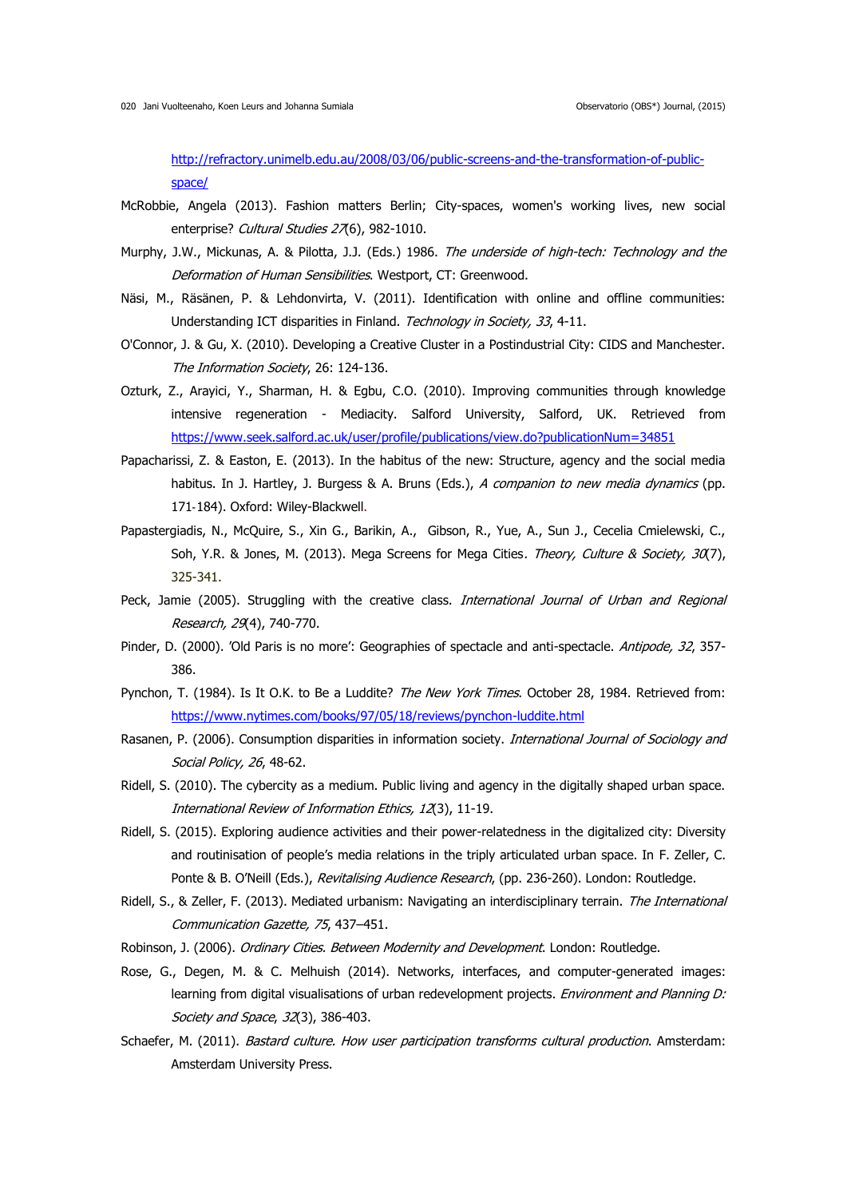http://refractory.unimelb.edu.au/2008/03/06/public-screens-and-the-transformation-of-public-space/

McRobbie, Angela (2013). Fashion matters Berlin; City-spaces, women's working lives, new social enterprise? *Cultural Studies 27*(6), 982-1010.

Murphy, J.W., Mickunas, A. & Pilotta, J.J. (Eds.) 1986. *The underside of high-tech: Technology and the Deformation of Human Sensibilities*. Westport, CT: Greenwood.

Näsi, M., Räsänen, P. & Lehdonvirta, V. (2011). Identification with online and offline communities: Understanding ICT disparities in Finland. *Technology in Society, 33*, 4-11.

O'Connor, J. & Gu, X. (2010). Developing a Creative Cluster in a Postindustrial City: CIDS and Manchester. *The Information Society*, 26: 124-136.

Ozturk, Z., Arayici, Y., Sharman, H. & Egbu, C.O. (2010). Improving communities through knowledge intensive regeneration - Mediacity. Salford University, Salford, UK. Retrieved from https://www.seek.salford.ac.uk/user/profile/publications/view.do?publicationNum=34851

Papacharissi, Z. & Easton, E. (2013). In the habitus of the new: Structure, agency and the social media habitus. In J. Hartley, J. Burgess & A. Bruns (Eds.), *A companion to new media dynamics* (pp. 171-184). Oxford: Wiley-Blackwell.

Papastergiadis, N., McQuire, S., Xin G., Barikin, A., Gibson, R., Yue, A., Sun J., Cecelia Cmielewski, C., Soh, Y.R. & Jones, M. (2013). Mega Screens for Mega Cities. *Theory, Culture & Society, 30*(7), 325-341.

Peck, Jamie (2005). Struggling with the creative class. *International Journal of Urban and Regional Research, 29*(4), 740-770.

Pinder, D. (2000). 'Old Paris is no more': Geographies of spectacle and anti-spectacle. *Antipode, 32*, 357-386.

Pynchon, T. (1984). Is It O.K. to Be a Luddite? *The New York Times*. October 28, 1984. Retrieved from: https://www.nytimes.com/books/97/05/18/reviews/pynchon-luddite.html

Rasanen, P. (2006). Consumption disparities in information society. *International Journal of Sociology and Social Policy, 26*, 48-62.

Ridell, S. (2010). The cybercity as a medium. Public living and agency in the digitally shaped urban space. *International Review of Information Ethics, 12*(3), 11-19.

Ridell, S. (2015). Exploring audience activities and their power-relatedness in the digitalized city: Diversity and routinisation of people's media relations in the triply articulated urban space. In F. Zeller, C. Ponte & B. O'Neill (Eds.), *Revitalising Audience Research*, (pp. 236-260). London: Routledge.

Ridell, S., & Zeller, F. (2013). Mediated urbanism: Navigating an interdisciplinary terrain. *The International Communication Gazette, 75*, 437–451.

Robinson, J. (2006). *Ordinary Cities. Between Modernity and Development*. London: Routledge.

Rose, G., Degen, M. & C. Melhuish (2014). Networks, interfaces, and computer-generated images: learning from digital visualisations of urban redevelopment projects. *Environment and Planning D: Society and Space*, *32*(3), 386-403.

Schaefer, M. (2011). *Bastard culture. How user participation transforms cultural production*. Amsterdam: Amsterdam University Press.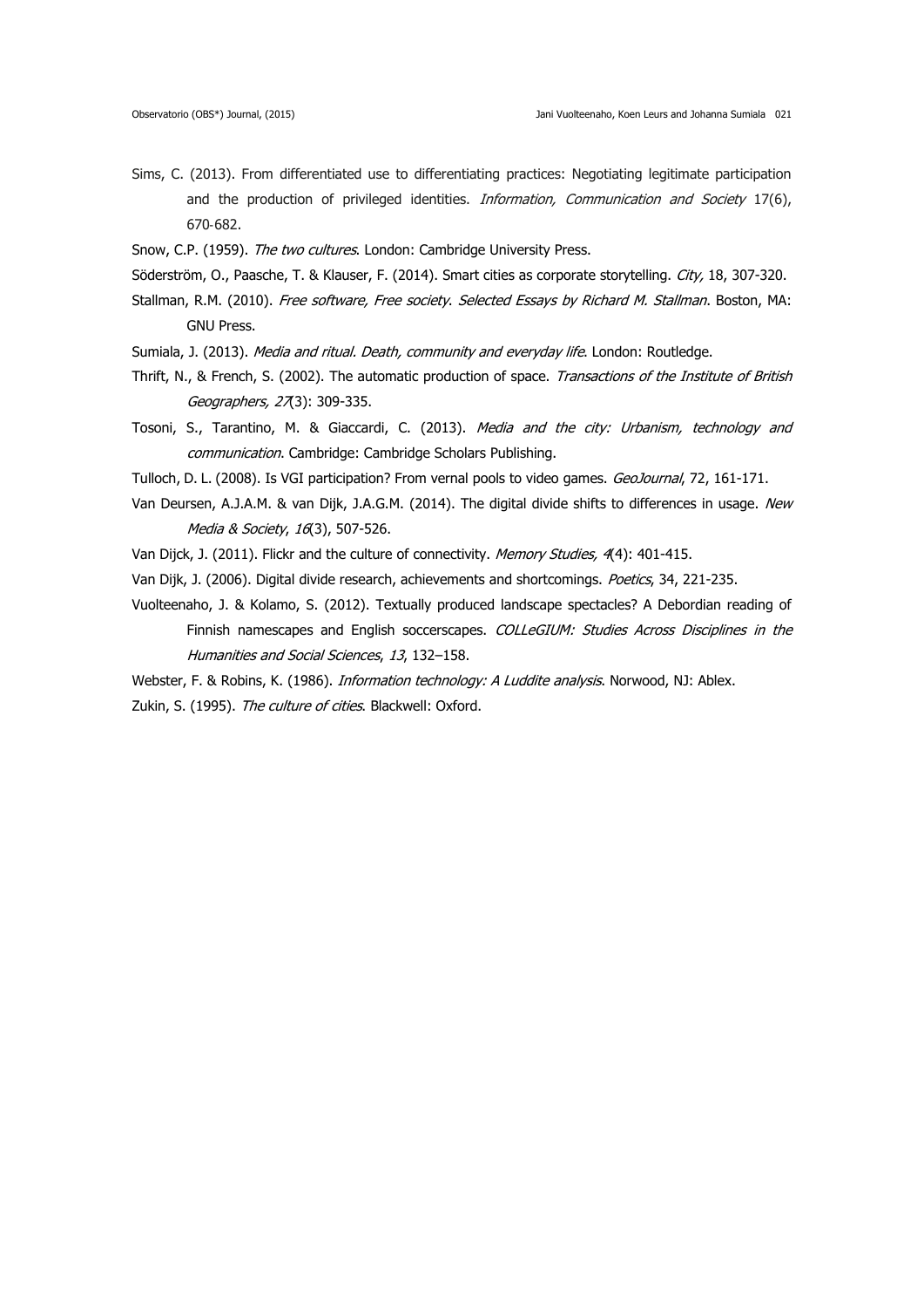Sims, C. (2013). From differentiated use to differentiating practices: Negotiating legitimate participation and the production of privileged identities. *Information, Communication and Society* 17(6), 670-682.

Snow, C.P. (1959). *The two cultures*. London: Cambridge University Press.

Söderström, O., Paasche, T. & Klauser, F. (2014). Smart cities as corporate storytelling. *City,* 18, 307-320.

Stallman, R.M. (2010). *Free software, Free society. Selected Essays by Richard M. Stallman*. Boston, MA: GNU Press.

Sumiala, J. (2013). *Media and ritual. Death, community and everyday life*. London: Routledge.

Thrift, N., & French, S. (2002). The automatic production of space. *Transactions of the Institute of British Geographers, 27*(3): 309-335.

Tosoni, S., Tarantino, M. & Giaccardi, C. (2013). *Media and the city: Urbanism, technology and communication*. Cambridge: Cambridge Scholars Publishing.

Tulloch, D. L. (2008). Is VGI participation? From vernal pools to video games. *GeoJournal*, 72, 161-171.

Van Deursen, A.J.A.M. & van Dijk, J.A.G.M. (2014). The digital divide shifts to differences in usage. *New Media & Society*, *16*(3), 507-526.

Van Dijck, J. (2011). Flickr and the culture of connectivity. *Memory Studies, 4*(4): 401-415.

Van Dijk, J. (2006). Digital divide research, achievements and shortcomings. *Poetics*, 34, 221-235.

Vuolteenaho, J. & Kolamo, S. (2012). Textually produced landscape spectacles? A Debordian reading of Finnish namescapes and English soccerscapes. *COLLeGIUM: Studies Across Disciplines in the Humanities and Social Sciences*, *13*, 132–158.

Webster, F. & Robins, K. (1986). *Information technology: A Luddite analysis*. Norwood, NJ: Ablex.

Zukin, S. (1995). *The culture of cities*. Blackwell: Oxford.